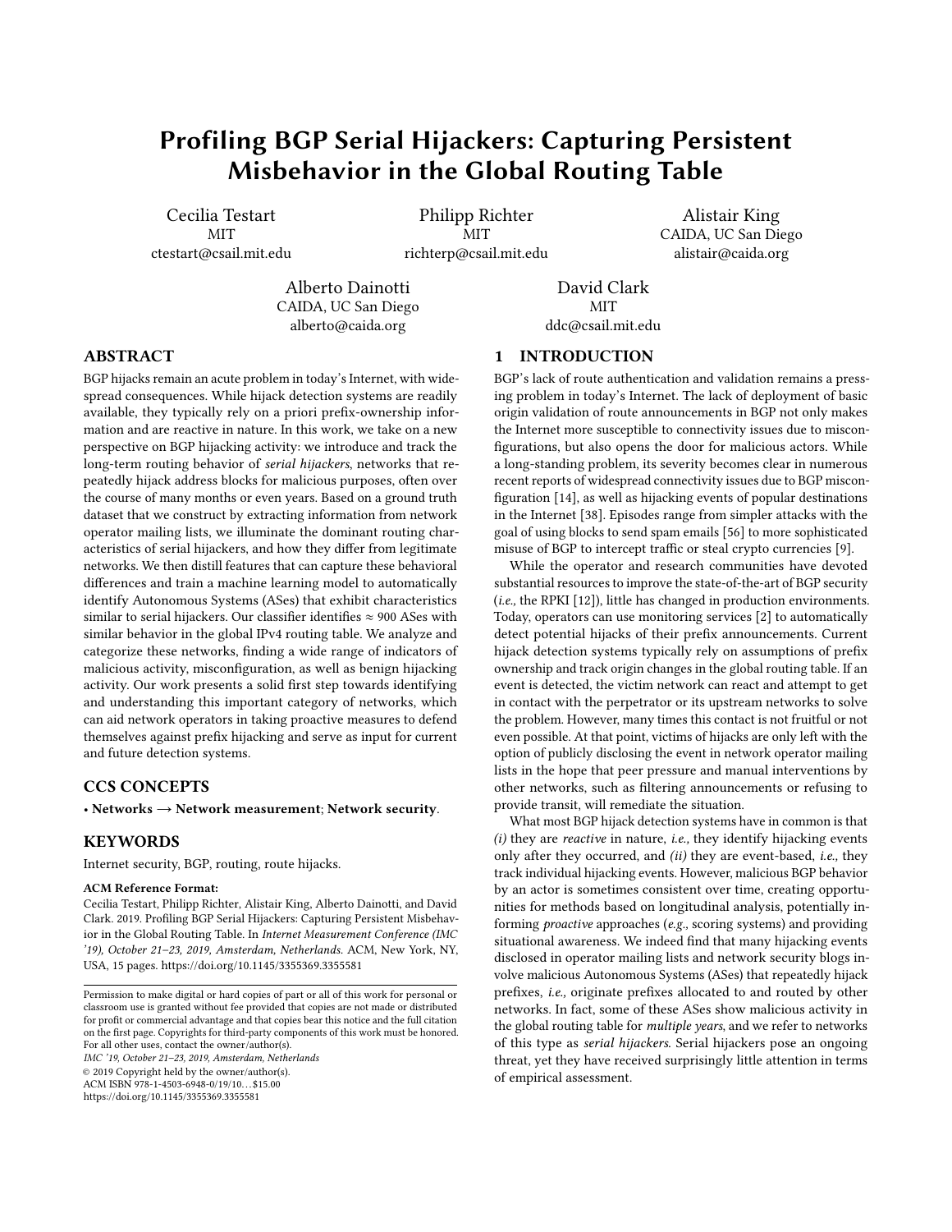# Profiling BGP Serial Hijackers: Capturing Persistent Misbehavior in the Global Routing Table

Cecilia Testart
MIT
ctestart@csail.mit.edu

Philipp Richter
MIT
richterp@csail.mit.edu

Alistair King
CAIDA, UC San Diego
alistair@caida.org

Alberto Dainotti
CAIDA, UC San Diego
alberto@caida.org

David Clark
MIT
ddc@csail.mit.edu

## ABSTRACT

BGP hijacks remain an acute problem in today's Internet, with widespread consequences. While hijack detection systems are readily available, they typically rely on a priori prefix-ownership information and are reactive in nature. In this work, we take on a new perspective on BGP hijacking activity: we introduce and track the long-term routing behavior of *serial hijackers*, networks that repeatedly hijack address blocks for malicious purposes, often over the course of many months or even years. Based on a ground truth dataset that we construct by extracting information from network operator mailing lists, we illuminate the dominant routing characteristics of serial hijackers, and how they differ from legitimate networks. We then distill features that can capture these behavioral differences and train a machine learning model to automatically identify Autonomous Systems (ASes) that exhibit characteristics similar to serial hijackers. Our classifier identifies ≈ 900 ASes with similar behavior in the global IPv4 routing table. We analyze and categorize these networks, finding a wide range of indicators of malicious activity, misconfiguration, as well as benign hijacking activity. Our work presents a solid first step towards identifying and understanding this important category of networks, which can aid network operators in taking proactive measures to defend themselves against prefix hijacking and serve as input for current and future detection systems.

## CCS CONCEPTS

• **Networks** → **Network measurement**; **Network security**.

## KEYWORDS

Internet security, BGP, routing, route hijacks.

**ACM Reference Format:**
Cecilia Testart, Philipp Richter, Alistair King, Alberto Dainotti, and David Clark. 2019. Profiling BGP Serial Hijackers: Capturing Persistent Misbehavior in the Global Routing Table. In *Internet Measurement Conference (IMC '19), October 21–23, 2019, Amsterdam, Netherlands.* ACM, New York, NY, USA, 15 pages. https://doi.org/10.1145/3355369.3355581

Permission to make digital or hard copies of part or all of this work for personal or classroom use is granted without fee provided that copies are not made or distributed for profit or commercial advantage and that copies bear this notice and the full citation on the first page. Copyrights for third-party components of this work must be honored. For all other uses, contact the owner/author(s).
*IMC '19, October 21–23, 2019, Amsterdam, Netherlands*
© 2019 Copyright held by the owner/author(s).
ACM ISBN 978-1-4503-6948-0/19/10...$15.00
https://doi.org/10.1145/3355369.3355581

## 1 INTRODUCTION

BGP's lack of route authentication and validation remains a pressing problem in today's Internet. The lack of deployment of basic origin validation of route announcements in BGP not only makes the Internet more susceptible to connectivity issues due to misconfigurations, but also opens the door for malicious actors. While a long-standing problem, its severity becomes clear in numerous recent reports of widespread connectivity issues due to BGP misconfiguration [14], as well as hijacking events of popular destinations in the Internet [38]. Episodes range from simpler attacks with the goal of using blocks to send spam emails [56] to more sophisticated misuse of BGP to intercept traffic or steal crypto currencies [9].

While the operator and research communities have devoted substantial resources to improve the state-of-the-art of BGP security (*i.e.,* the RPKI [12]), little has changed in production environments. Today, operators can use monitoring services [2] to automatically detect potential hijacks of their prefix announcements. Current hijack detection systems typically rely on assumptions of prefix ownership and track origin changes in the global routing table. If an event is detected, the victim network can react and attempt to get in contact with the perpetrator or its upstream networks to solve the problem. However, many times this contact is not fruitful or not even possible. At that point, victims of hijacks are only left with the option of publicly disclosing the event in network operator mailing lists in the hope that peer pressure and manual interventions by other networks, such as filtering announcements or refusing to provide transit, will remediate the situation.

What most BGP hijack detection systems have in common is that *(i)* they are *reactive* in nature, *i.e.,* they identify hijacking events only after they occurred, and *(ii)* they are event-based, *i.e.,* they track individual hijacking events. However, malicious BGP behavior by an actor is sometimes consistent over time, creating opportunities for methods based on longitudinal analysis, potentially informing *proactive* approaches (*e.g.,* scoring systems) and providing situational awareness. We indeed find that many hijacking events disclosed in operator mailing lists and network security blogs involve malicious Autonomous Systems (ASes) that repeatedly hijack prefixes, *i.e.,* originate prefixes allocated to and routed by other networks. In fact, some of these ASes show malicious activity in the global routing table for *multiple years*, and we refer to networks of this type as *serial hijackers*. Serial hijackers pose an ongoing threat, yet they have received surprisingly little attention in terms of empirical assessment.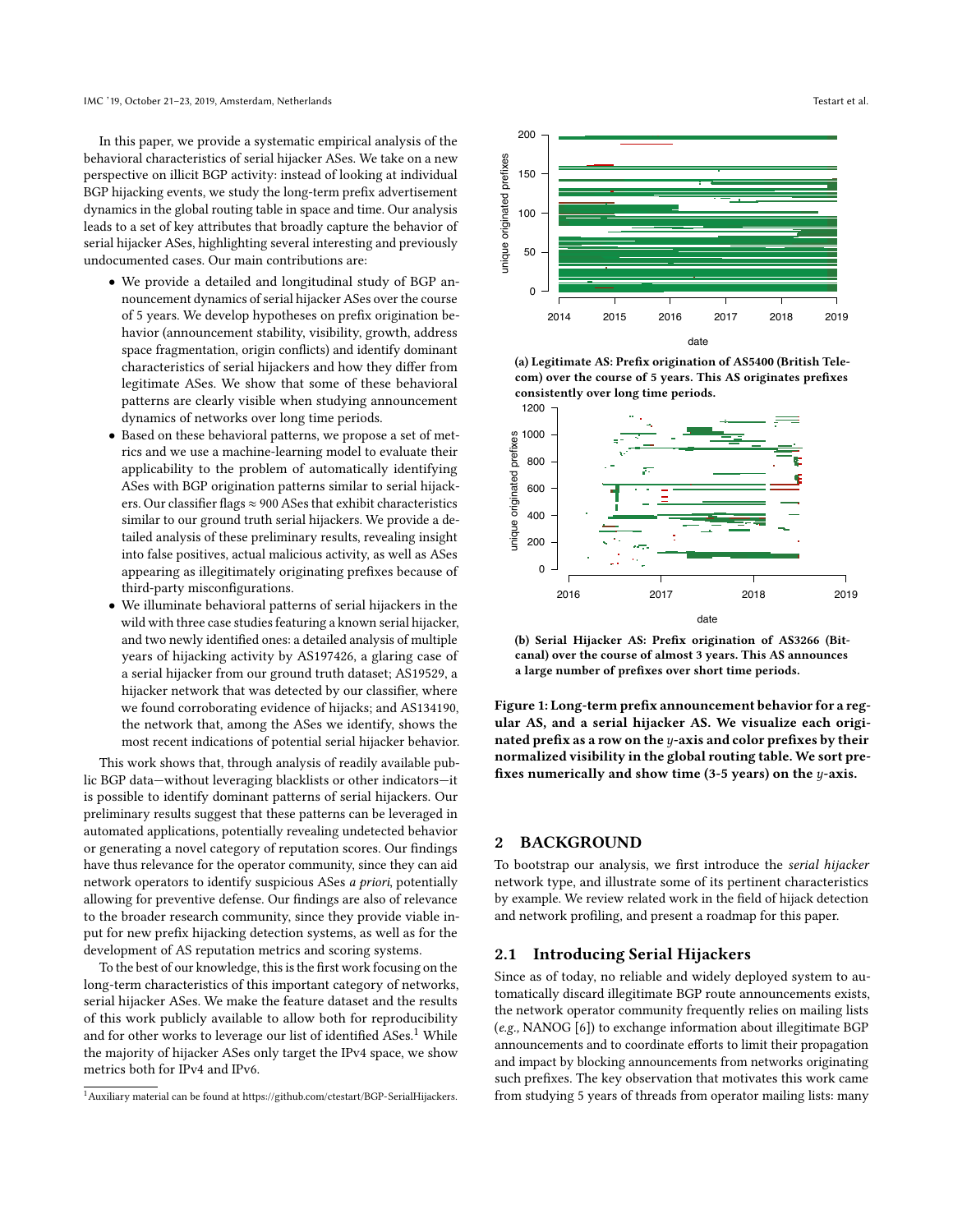In this paper, we provide a systematic empirical analysis of the behavioral characteristics of serial hijacker ASes. We take on a new perspective on illicit BGP activity: instead of looking at individual BGP hijacking events, we study the long-term prefix advertisement dynamics in the global routing table in space and time. Our analysis leads to a set of key attributes that broadly capture the behavior of serial hijacker ASes, highlighting several interesting and previously undocumented cases. Our main contributions are:

- We provide a detailed and longitudinal study of BGP announcement dynamics of serial hijacker ASes over the course of 5 years. We develop hypotheses on prefix origination behavior (announcement stability, visibility, growth, address space fragmentation, origin conflicts) and identify dominant characteristics of serial hijackers and how they differ from legitimate ASes. We show that some of these behavioral patterns are clearly visible when studying announcement dynamics of networks over long time periods.
- Based on these behavioral patterns, we propose a set of metrics and we use a machine-learning model to evaluate their applicability to the problem of automatically identifying ASes with BGP origination patterns similar to serial hijackers. Our classifier flags ≈ 900 ASes that exhibit characteristics similar to our ground truth serial hijackers. We provide a detailed analysis of these preliminary results, revealing insight into false positives, actual malicious activity, as well as ASes appearing as illegitimately originating prefixes because of third-party misconfigurations.
- We illuminate behavioral patterns of serial hijackers in the wild with three case studies featuring a known serial hijacker, and two newly identified ones: a detailed analysis of multiple years of hijacking activity by AS197426, a glaring case of a serial hijacker from our ground truth dataset; AS19529, a hijacker network that was detected by our classifier, where we found corroborating evidence of hijacks; and AS134190, the network that, among the ASes we identify, shows the most recent indications of potential serial hijacker behavior.

This work shows that, through analysis of readily available public BGP data—without leveraging blacklists or other indicators—it is possible to identify dominant patterns of serial hijackers. Our preliminary results suggest that these patterns can be leveraged in automated applications, potentially revealing undetected behavior or generating a novel category of reputation scores. Our findings have thus relevance for the operator community, since they can aid network operators to identify suspicious ASes *a priori*, potentially allowing for preventive defense. Our findings are also of relevance to the broader research community, since they provide viable input for new prefix hijacking detection systems, as well as for the development of AS reputation metrics and scoring systems.

To the best of our knowledge, this is the first work focusing on the long-term characteristics of this important category of networks, serial hijacker ASes. We make the feature dataset and the results of this work publicly available to allow both for reproducibility and for other works to leverage our list of identified ASes.[1] While the majority of hijacker ASes only target the IPv4 space, we show metrics both for IPv4 and IPv6.

[1] Auxiliary material can be found at https://github.com/ctestart/BGP-SerialHijackers.

**(a) Legitimate AS: Prefix origination of AS5400 (British Telecom) over the course of 5 years. This AS originates prefixes consistently over long time periods.**

**(b) Serial Hijacker AS: Prefix origination of AS3266 (Bitcanal) over the course of almost 3 years. This AS announces a large number of prefixes over short time periods.**

**Figure 1: Long-term prefix announcement behavior for a regular AS, and a serial hijacker AS. We visualize each originated prefix as a row on the $y$-axis and color prefixes by their normalized visibility in the global routing table. We sort prefixes numerically and show time (3-5 years) on the $y$-axis.**

## 2 BACKGROUND

To bootstrap our analysis, we first introduce the *serial hijacker* network type, and illustrate some of its pertinent characteristics by example. We review related work in the field of hijack detection and network profiling, and present a roadmap for this paper.

### 2.1 Introducing Serial Hijackers

Since as of today, no reliable and widely deployed system to automatically discard illegitimate BGP route announcements exists, the network operator community frequently relies on mailing lists (*e.g.*, NANOG [6]) to exchange information about illegitimate BGP announcements and to coordinate efforts to limit their propagation and impact by blocking announcements from networks originating such prefixes. The key observation that motivates this work came from studying 5 years of threads from operator mailing lists: many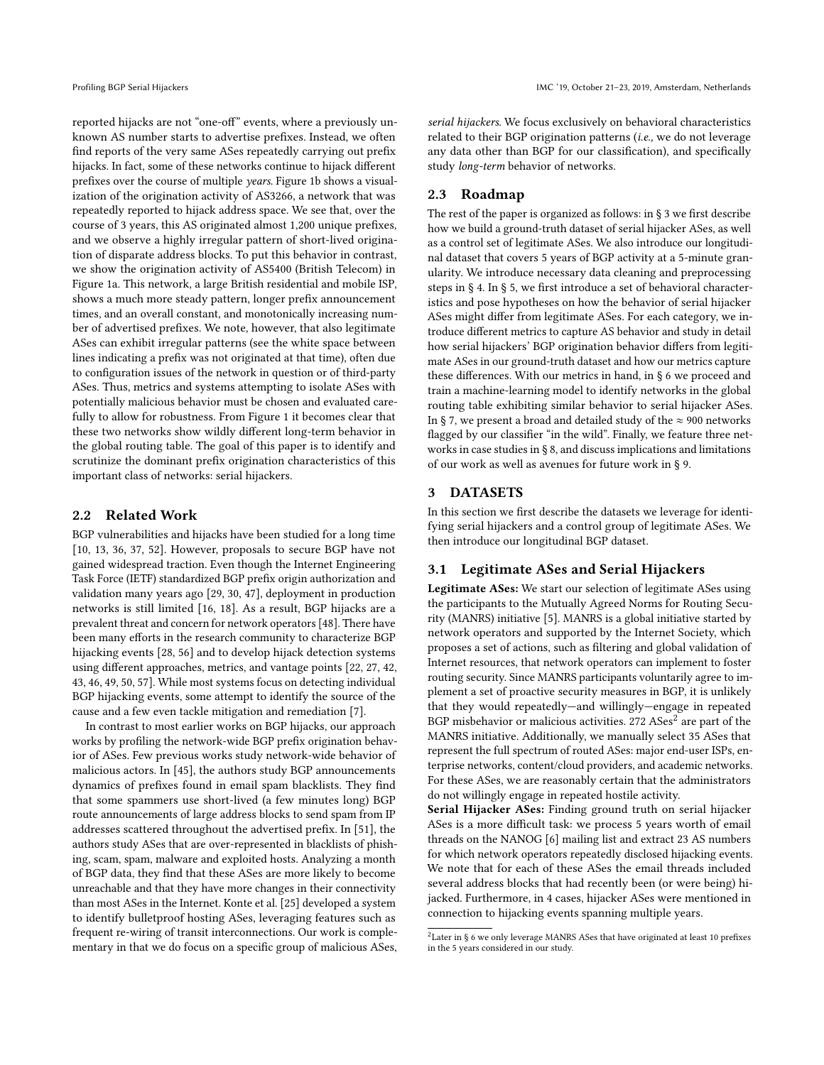reported hijacks are not "one-off" events, where a previously unknown AS number starts to advertise prefixes. Instead, we often find reports of the very same ASes repeatedly carrying out prefix hijacks. In fact, some of these networks continue to hijack different prefixes over the course of multiple *years*. Figure 1b shows a visualization of the origination activity of AS3266, a network that was repeatedly reported to hijack address space. We see that, over the course of 3 years, this AS originated almost 1,200 unique prefixes, and we observe a highly irregular pattern of short-lived origination of disparate address blocks. To put this behavior in contrast, we show the origination activity of AS5400 (British Telecom) in Figure 1a. This network, a large British residential and mobile ISP, shows a much more steady pattern, longer prefix announcement times, and an overall constant, and monotonically increasing number of advertised prefixes. We note, however, that also legitimate ASes can exhibit irregular patterns (see the white space between lines indicating a prefix was not originated at that time), often due to configuration issues of the network in question or of third-party ASes. Thus, metrics and systems attempting to isolate ASes with potentially malicious behavior must be chosen and evaluated carefully to allow for robustness. From Figure 1 it becomes clear that these two networks show wildly different long-term behavior in the global routing table. The goal of this paper is to identify and scrutinize the dominant prefix origination characteristics of this important class of networks: serial hijackers.

## 2.2 Related Work

BGP vulnerabilities and hijacks have been studied for a long time [10, 13, 36, 37, 52]. However, proposals to secure BGP have not gained widespread traction. Even though the Internet Engineering Task Force (IETF) standardized BGP prefix origin authorization and validation many years ago [29, 30, 47], deployment in production networks is still limited [16, 18]. As a result, BGP hijacks are a prevalent threat and concern for network operators [48]. There have been many efforts in the research community to characterize BGP hijacking events [28, 56] and to develop hijack detection systems using different approaches, metrics, and vantage points [22, 27, 42, 43, 46, 49, 50, 57]. While most systems focus on detecting individual BGP hijacking events, some attempt to identify the source of the cause and a few even tackle mitigation and remediation [7].

In contrast to most earlier works on BGP hijacks, our approach works by profiling the network-wide BGP prefix origination behavior of ASes. Few previous works study network-wide behavior of malicious actors. In [45], the authors study BGP announcements dynamics of prefixes found in email spam blacklists. They find that some spammers use short-lived (a few minutes long) BGP route announcements of large address blocks to send spam from IP addresses scattered throughout the advertised prefix. In [51], the authors study ASes that are over-represented in blacklists of phishing, scam, spam, malware and exploited hosts. Analyzing a month of BGP data, they find that these ASes are more likely to become unreachable and that they have more changes in their connectivity than most ASes in the Internet. Konte et al. [25] developed a system to identify bulletproof hosting ASes, leveraging features such as frequent re-wiring of transit interconnections. Our work is complementary in that we do focus on a specific group of malicious ASes, *serial hijackers*. We focus exclusively on behavioral characteristics related to their BGP origination patterns (*i.e.,* we do not leverage any data other than BGP for our classification), and specifically study *long-term* behavior of networks.

## 2.3 Roadmap

The rest of the paper is organized as follows: in § 3 we first describe how we build a ground-truth dataset of serial hijacker ASes, as well as a control set of legitimate ASes. We also introduce our longitudinal dataset that covers 5 years of BGP activity at a 5-minute granularity. We introduce necessary data cleaning and preprocessing steps in § 4. In § 5, we first introduce a set of behavioral characteristics and pose hypotheses on how the behavior of serial hijacker ASes might differ from legitimate ASes. For each category, we introduce different metrics to capture AS behavior and study in detail how serial hijackers' BGP origination behavior differs from legitimate ASes in our ground-truth dataset and how our metrics capture these differences. With our metrics in hand, in § 6 we proceed and train a machine-learning model to identify networks in the global routing table exhibiting similar behavior to serial hijacker ASes. In § 7, we present a broad and detailed study of the ≈ 900 networks flagged by our classifier "in the wild". Finally, we feature three networks in case studies in § 8, and discuss implications and limitations of our work as well as avenues for future work in § 9.

# 3 DATASETS

In this section we first describe the datasets we leverage for identifying serial hijackers and a control group of legitimate ASes. We then introduce our longitudinal BGP dataset.

## 3.1 Legitimate ASes and Serial Hijackers

**Legitimate ASes:** We start our selection of legitimate ASes using the participants to the Mutually Agreed Norms for Routing Security (MANRS) initiative [5]. MANRS is a global initiative started by network operators and supported by the Internet Society, which proposes a set of actions, such as filtering and global validation of Internet resources, that network operators can implement to foster routing security. Since MANRS participants voluntarily agree to implement a set of proactive security measures in BGP, it is unlikely that they would repeatedly—and willingly—engage in repeated BGP misbehavior or malicious activities. 272 ASes[2] are part of the MANRS initiative. Additionally, we manually select 35 ASes that represent the full spectrum of routed ASes: major end-user ISPs, enterprise networks, content/cloud providers, and academic networks. For these ASes, we are reasonably certain that the administrators do not willingly engage in repeated hostile activity.

**Serial Hijacker ASes:** Finding ground truth on serial hijacker ASes is a more difficult task: we process 5 years worth of email threads on the NANOG [6] mailing list and extract 23 AS numbers for which network operators repeatedly disclosed hijacking events. We note that for each of these ASes the email threads included several address blocks that had recently been (or were being) hijacked. Furthermore, in 4 cases, hijacker ASes were mentioned in connection to hijacking events spanning multiple years.

[2]Later in § 6 we only leverage MANRS ASes that have originated at least 10 prefixes in the 5 years considered in our study.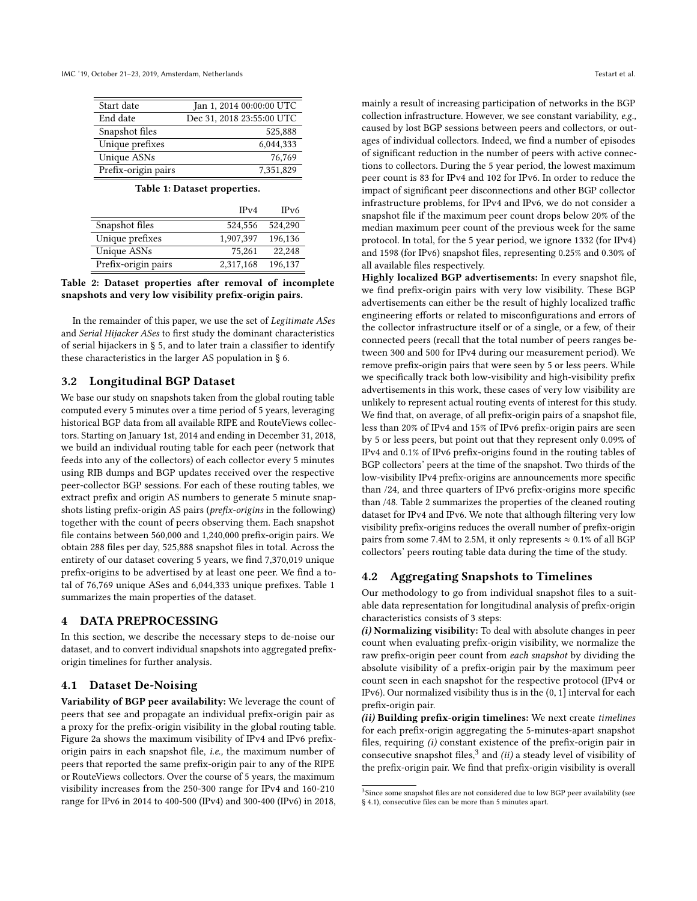| Start date | Jan 1, 2014 00:00:00 UTC |
|---|---|
| End date | Dec 31, 2018 23:55:00 UTC |
| Snapshot files | 525,888 |
| Unique prefixes | 6,044,333 |
| Unique ASNs | 76,769 |
| Prefix-origin pairs | 7,351,829 |

**Table 1: Dataset properties.**

| | IPv4 | IPv6 |
|---|---|---|
| Snapshot files | 524,556 | 524,290 |
| Unique prefixes | 1,907,397 | 196,136 |
| Unique ASNs | 75,261 | 22,248 |
| Prefix-origin pairs | 2,317,168 | 196,137 |

**Table 2: Dataset properties after removal of incomplete snapshots and very low visibility prefix-origin pairs.**

In the remainder of this paper, we use the set of *Legitimate ASes* and *Serial Hijacker ASes* to first study the dominant characteristics of serial hijackers in § 5, and to later train a classifier to identify these characteristics in the larger AS population in § 6.

## 3.2 Longitudinal BGP Dataset

We base our study on snapshots taken from the global routing table computed every 5 minutes over a time period of 5 years, leveraging historical BGP data from all available RIPE and RouteViews collectors. Starting on January 1st, 2014 and ending in December 31, 2018, we build an individual routing table for each peer (network that feeds into any of the collectors) of each collector every 5 minutes using RIB dumps and BGP updates received over the respective peer-collector BGP sessions. For each of these routing tables, we extract prefix and origin AS numbers to generate 5 minute snapshots listing prefix-origin AS pairs (*prefix-origins* in the following) together with the count of peers observing them. Each snapshot file contains between 560,000 and 1,240,000 prefix-origin pairs. We obtain 288 files per day, 525,888 snapshot files in total. Across the entirety of our dataset covering 5 years, we find 7,370,019 unique prefix-origins to be advertised by at least one peer. We find a total of 76,769 unique ASes and 6,044,333 unique prefixes. Table 1 summarizes the main properties of the dataset.

# 4 DATA PREPROCESSING

In this section, we describe the necessary steps to de-noise our dataset, and to convert individual snapshots into aggregated prefix-origin timelines for further analysis.

## 4.1 Dataset De-Noising

**Variability of BGP peer availability:** We leverage the count of peers that see and propagate an individual prefix-origin pair as a proxy for the prefix-origin visibility in the global routing table. Figure 2a shows the maximum visibility of IPv4 and IPv6 prefix-origin pairs in each snapshot file, *i.e.,* the maximum number of peers that reported the same prefix-origin pair to any of the RIPE or RouteViews collectors. Over the course of 5 years, the maximum visibility increases from the 250-300 range for IPv4 and 160-210 range for IPv6 in 2014 to 400-500 (IPv4) and 300-400 (IPv6) in 2018, mainly a result of increasing participation of networks in the BGP collection infrastructure. However, we see constant variability, *e.g.,* caused by lost BGP sessions between peers and collectors, or outages of individual collectors. Indeed, we find a number of episodes of significant reduction in the number of peers with active connections to collectors. During the 5 year period, the lowest maximum peer count is 83 for IPv4 and 102 for IPv6. In order to reduce the impact of significant peer disconnections and other BGP collector infrastructure problems, for IPv4 and IPv6, we do not consider a snapshot file if the maximum peer count drops below 20% of the median maximum peer count of the previous week for the same protocol. In total, for the 5 year period, we ignore 1332 (for IPv4) and 1598 (for IPv6) snapshot files, representing 0.25% and 0.30% of all available files respectively.

**Highly localized BGP advertisements:** In every snapshot file, we find prefix-origin pairs with very low visibility. These BGP advertisements can either be the result of highly localized traffic engineering efforts or related to misconfigurations and errors of the collector infrastructure itself or of a single, or a few, of their connected peers (recall that the total number of peers ranges between 300 and 500 for IPv4 during our measurement period). We remove prefix-origin pairs that were seen by 5 or less peers. While we specifically track both low-visibility and high-visibility prefix advertisements in this work, these cases of very low visibility are unlikely to represent actual routing events of interest for this study. We find that, on average, of all prefix-origin pairs of a snapshot file, less than 20% of IPv4 and 15% of IPv6 prefix-origin pairs are seen by 5 or less peers, but point out that they represent only 0.09% of IPv4 and 0.1% of IPv6 prefix-origins found in the routing tables of BGP collectors' peers at the time of the snapshot. Two thirds of the low-visibility IPv4 prefix-origins are announcements more specific than /24, and three quarters of IPv6 prefix-origins more specific than /48. Table 2 summarizes the properties of the cleaned routing dataset for IPv4 and IPv6. We note that although filtering very low visibility prefix-origins reduces the overall number of prefix-origin pairs from some 7.4M to 2.5M, it only represents ≈ 0.1% of all BGP collectors' peers routing table data during the time of the study.

## 4.2 Aggregating Snapshots to Timelines

Our methodology to go from individual snapshot files to a suitable data representation for longitudinal analysis of prefix-origin characteristics consists of 3 steps:

***(i)* Normalizing visibility:** To deal with absolute changes in peer count when evaluating prefix-origin visibility, we normalize the raw prefix-origin peer count from *each snapshot* by dividing the absolute visibility of a prefix-origin pair by the maximum peer count seen in each snapshot for the respective protocol (IPv4 or IPv6). Our normalized visibility thus is in the (0, 1] interval for each prefix-origin pair.

***(ii)* Building prefix-origin timelines:** We next create *timelines* for each prefix-origin aggregating the 5-minutes-apart snapshot files, requiring *(i)* constant existence of the prefix-origin pair in consecutive snapshot files,[3] and *(ii)* a steady level of visibility of the prefix-origin pair. We find that prefix-origin visibility is overall

[3]Since some snapshot files are not considered due to low BGP peer availability (see § 4.1), consecutive files can be more than 5 minutes apart.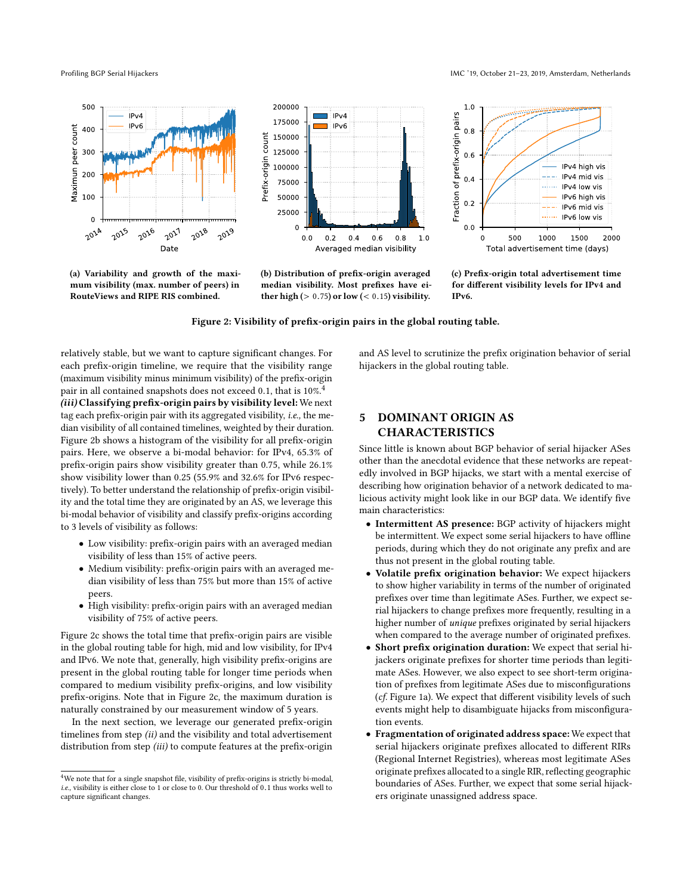(a) Variability and growth of the maximum visibility (max. number of peers) in RouteViews and RIPE RIS combined.

(b) Distribution of prefix-origin averaged median visibility. Most prefixes have either high (> 0.75) or low (< 0.15) visibility.

(c) Prefix-origin total advertisement time for different visibility levels for IPv4 and IPv6.

**Figure 2: Visibility of prefix-origin pairs in the global routing table.**

relatively stable, but we want to capture significant changes. For each prefix-origin timeline, we require that the visibility range (maximum visibility minus minimum visibility) of the prefix-origin pair in all contained snapshots does not exceed 0.1, that is 10%.[4]

***(iii)* Classifying prefix-origin pairs by visibility level:** We next tag each prefix-origin pair with its aggregated visibility, *i.e.,* the median visibility of all contained timelines, weighted by their duration. Figure 2b shows a histogram of the visibility for all prefix-origin pairs. Here, we observe a bi-modal behavior: for IPv4, 65.3% of prefix-origin pairs show visibility greater than 0.75, while 26.1% show visibility lower than 0.25 (55.9% and 32.6% for IPv6 respectively). To better understand the relationship of prefix-origin visibility and the total time they are originated by an AS, we leverage this bi-modal behavior of visibility and classify prefix-origins according to 3 levels of visibility as follows:

- Low visibility: prefix-origin pairs with an averaged median visibility of less than 15% of active peers.
- Medium visibility: prefix-origin pairs with an averaged median visibility of less than 75% but more than 15% of active peers.
- High visibility: prefix-origin pairs with an averaged median visibility of 75% of active peers.

Figure 2c shows the total time that prefix-origin pairs are visible in the global routing table for high, mid and low visibility, for IPv4 and IPv6. We note that, generally, high visibility prefix-origins are present in the global routing table for longer time periods when compared to medium visibility prefix-origins, and low visibility prefix-origins. Note that in Figure 2c, the maximum duration is naturally constrained by our measurement window of 5 years.

In the next section, we leverage our generated prefix-origin timelines from step *(ii)* and the visibility and total advertisement distribution from step *(iii)* to compute features at the prefix-origin and AS level to scrutinize the prefix origination behavior of serial hijackers in the global routing table.

[4] We note that for a single snapshot file, visibility of prefix-origins is strictly bi-modal, *i.e.,* visibility is either close to 1 or close to 0. Our threshold of 0.1 thus works well to capture significant changes.

## 5 DOMINANT ORIGIN AS CHARACTERISTICS

Since little is known about BGP behavior of serial hijacker ASes other than the anecdotal evidence that these networks are repeatedly involved in BGP hijacks, we start with a mental exercise of describing how origination behavior of a network dedicated to malicious activity might look like in our BGP data. We identify five main characteristics:

- **Intermittent AS presence:** BGP activity of hijackers might be intermittent. We expect some serial hijackers to have offline periods, during which they do not originate any prefix and are thus not present in the global routing table.
- **Volatile prefix origination behavior:** We expect hijackers to show higher variability in terms of the number of originated prefixes over time than legitimate ASes. Further, we expect serial hijackers to change prefixes more frequently, resulting in a higher number of *unique* prefixes originated by serial hijackers when compared to the average number of originated prefixes.
- **Short prefix origination duration:** We expect that serial hijackers originate prefixes for shorter time periods than legitimate ASes. However, we also expect to see short-term origination of prefixes from legitimate ASes due to misconfigurations (*cf.* Figure 1a). We expect that different visibility levels of such events might help to disambiguate hijacks from misconfiguration events.
- **Fragmentation of originated address space:** We expect that serial hijackers originate prefixes allocated to different RIRs (Regional Internet Registries), whereas most legitimate ASes originate prefixes allocated to a single RIR, reflecting geographic boundaries of ASes. Further, we expect that some serial hijackers originate unassigned address space.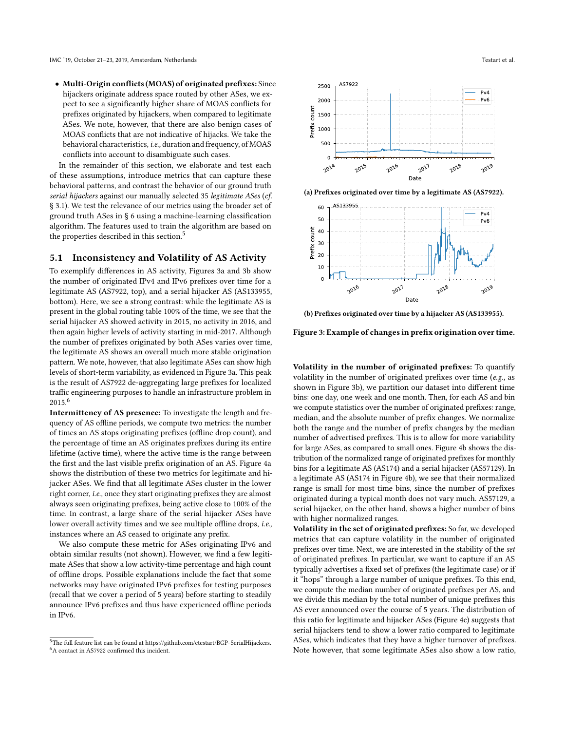- **Multi-Origin conflicts (MOAS) of originated prefixes:** Since hijackers originate address space routed by other ASes, we expect to see a significantly higher share of MOAS conflicts for prefixes originated by hijackers, when compared to legitimate ASes. We note, however, that there are also benign cases of MOAS conflicts that are not indicative of hijacks. We take the behavioral characteristics, *i.e.,* duration and frequency, of MOAS conflicts into account to disambiguate such cases.

In the remainder of this section, we elaborate and test each of these assumptions, introduce metrics that can capture these behavioral patterns, and contrast the behavior of our ground truth *serial hijackers* against our manually selected 35 *legitimate ASes* (*cf.* § 3.1). We test the relevance of our metrics using the broader set of ground truth ASes in § 6 using a machine-learning classification algorithm. The features used to train the algorithm are based on the properties described in this section.[5]

## 5.1 Inconsistency and Volatility of AS Activity

To exemplify differences in AS activity, Figures 3a and 3b show the number of originated IPv4 and IPv6 prefixes over time for a legitimate AS (AS7922, top), and a serial hijacker AS (AS133955, bottom). Here, we see a strong contrast: while the legitimate AS is present in the global routing table 100% of the time, we see that the serial hijacker AS showed activity in 2015, no activity in 2016, and then again higher levels of activity starting in mid-2017. Although the number of prefixes originated by both ASes varies over time, the legitimate AS shows an overall much more stable origination pattern. We note, however, that also legitimate ASes can show high levels of short-term variability, as evidenced in Figure 3a. This peak is the result of AS7922 de-aggregating large prefixes for localized traffic engineering purposes to handle an infrastructure problem in 2015.[6]

**Intermittency of AS presence:** To investigate the length and frequency of AS offline periods, we compute two metrics: the number of times an AS stops originating prefixes (offline drop count), and the percentage of time an AS originates prefixes during its entire lifetime (active time), where the active time is the range between the first and the last visible prefix origination of an AS. Figure 4a shows the distribution of these two metrics for legitimate and hijacker ASes. We find that all legitimate ASes cluster in the lower right corner, *i.e.,* once they start originating prefixes they are almost always seen originating prefixes, being active close to 100% of the time. In contrast, a large share of the serial hijacker ASes have lower overall activity times and we see multiple offline drops, *i.e.,* instances where an AS ceased to originate any prefix.

We also compute these metric for ASes originating IPv6 and obtain similar results (not shown). However, we find a few legitimate ASes that show a low activity-time percentage and high count of offline drops. Possible explanations include the fact that some networks may have originated IPv6 prefixes for testing purposes (recall that we cover a period of 5 years) before starting to steadily announce IPv6 prefixes and thus have experienced offline periods in IPv6.

**(a) Prefixes originated over time by a legitimate AS (AS7922).**

**(b) Prefixes originated over time by a hijacker AS (AS133955).**

**Figure 3: Example of changes in prefix origination over time.**

**Volatility in the number of originated prefixes:** To quantify volatility in the number of originated prefixes over time (*e.g.,* as shown in Figure 3b), we partition our dataset into different time bins: one day, one week and one month. Then, for each AS and bin we compute statistics over the number of originated prefixes: range, median, and the absolute number of prefix changes. We normalize both the range and the number of prefix changes by the median number of advertised prefixes. This is to allow for more variability for large ASes, as compared to small ones. Figure 4b shows the distribution of the normalized range of originated prefixes for monthly bins for a legitimate AS (AS174) and a serial hijacker (AS57129). In a legitimate AS (AS174 in Figure 4b), we see that their normalized range is small for most time bins, since the number of prefixes originated during a typical month does not vary much. AS57129, a serial hijacker, on the other hand, shows a higher number of bins with higher normalized ranges.

**Volatility in the set of originated prefixes:** So far, we developed metrics that can capture volatility in the number of originated prefixes over time. Next, we are interested in the stability of the *set* of originated prefixes. In particular, we want to capture if an AS typically advertises a fixed set of prefixes (the legitimate case) or if it "hops" through a large number of unique prefixes. To this end, we compute the median number of originated prefixes per AS, and we divide this median by the total number of unique prefixes this AS ever announced over the course of 5 years. The distribution of this ratio for legitimate and hijacker ASes (Figure 4c) suggests that serial hijackers tend to show a lower ratio compared to legitimate ASes, which indicates that they have a higher turnover of prefixes. Note however, that some legitimate ASes also show a low ratio,

[5] The full feature list can be found at https://github.com/ctestart/BGP-SerialHijackers.

[6] A contact in AS7922 confirmed this incident.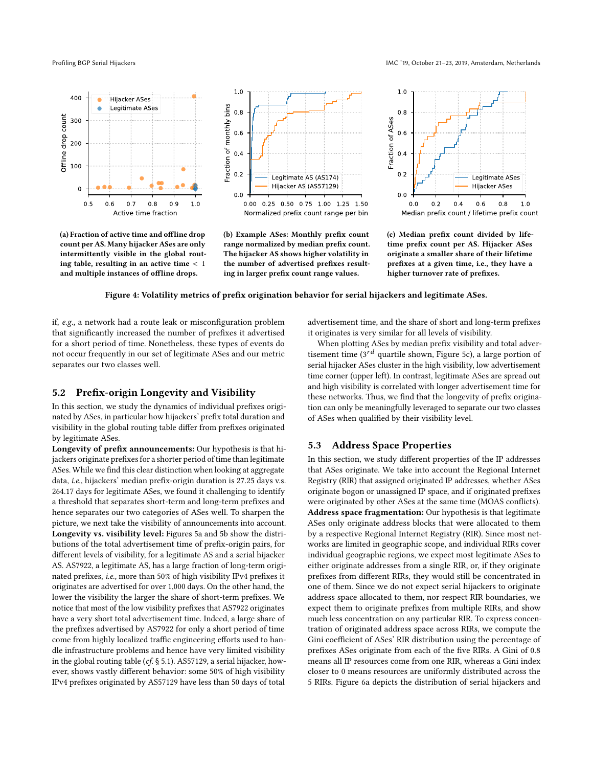(a) Fraction of active time and offline drop count per AS. Many hijacker ASes are only intermittently visible in the global routing table, resulting in an active time < 1 and multiple instances of offline drops.

(b) Example ASes: Monthly prefix count range normalized by median prefix count. The hijacker AS shows higher volatility in the number of advertised prefixes resulting in larger prefix count range values.

(c) Median prefix count divided by lifetime prefix count per AS. Hijacker ASes originate a smaller share of their lifetime prefixes at a given time, i.e., they have a higher turnover rate of prefixes.

**Figure 4: Volatility metrics of prefix origination behavior for serial hijackers and legitimate ASes.**

if, *e.g.,* a network had a route leak or misconfiguration problem that significantly increased the number of prefixes it advertised for a short period of time. Nonetheless, these types of events do not occur frequently in our set of legitimate ASes and our metric separates our two classes well.

## 5.2 Prefix-origin Longevity and Visibility

In this section, we study the dynamics of individual prefixes originated by ASes, in particular how hijackers' prefix total duration and visibility in the global routing table differ from prefixes originated by legitimate ASes.

**Longevity of prefix announcements:** Our hypothesis is that hijackers originate prefixes for a shorter period of time than legitimate ASes. While we find this clear distinction when looking at aggregate data, *i.e.,* hijackers' median prefix-origin duration is 27.25 days v.s. 264.17 days for legitimate ASes, we found it challenging to identify a threshold that separates short-term and long-term prefixes and hence separates our two categories of ASes well. To sharpen the picture, we next take the visibility of announcements into account.

**Longevity vs. visibility level:** Figures 5a and 5b show the distributions of the total advertisement time of prefix-origin pairs, for different levels of visibility, for a legitimate AS and a serial hijacker AS. AS7922, a legitimate AS, has a large fraction of long-term originated prefixes, *i.e.,* more than 50% of high visibility IPv4 prefixes it originates are advertised for over 1,000 days. On the other hand, the lower the visibility the larger the share of short-term prefixes. We notice that most of the low visibility prefixes that AS7922 originates have a very short total advertisement time. Indeed, a large share of the prefixes advertised by AS7922 for only a short period of time come from highly localized traffic engineering efforts used to handle infrastructure problems and hence have very limited visibility in the global routing table (*cf.* § 5.1). AS57129, a serial hijacker, however, shows vastly different behavior: some 50% of high visibility IPv4 prefixes originated by AS57129 have less than 50 days of total advertisement time, and the share of short and long-term prefixes it originates is very similar for all levels of visibility.

When plotting ASes by median prefix visibility and total advertisement time ($3^{rd}$ quartile shown, Figure 5c), a large portion of serial hijacker ASes cluster in the high visibility, low advertisement time corner (upper left). In contrast, legitimate ASes are spread out and high visibility is correlated with longer advertisement time for these networks. Thus, we find that the longevity of prefix origination can only be meaningfully leveraged to separate our two classes of ASes when qualified by their visibility level.

## 5.3 Address Space Properties

In this section, we study different properties of the IP addresses that ASes originate. We take into account the Regional Internet Registry (RIR) that assigned originated IP addresses, whether ASes originate bogon or unassigned IP space, and if originated prefixes were originated by other ASes at the same time (MOAS conflicts).

**Address space fragmentation:** Our hypothesis is that legitimate ASes only originate address blocks that were allocated to them by a respective Regional Internet Registry (RIR). Since most networks are limited in geographic scope, and individual RIRs cover individual geographic regions, we expect most legitimate ASes to either originate addresses from a single RIR, or, if they originate prefixes from different RIRs, they would still be concentrated in one of them. Since we do not expect serial hijackers to originate address space allocated to them, nor respect RIR boundaries, we expect them to originate prefixes from multiple RIRs, and show much less concentration on any particular RIR. To express concentration of originated address space across RIRs, we compute the Gini coefficient of ASes' RIR distribution using the percentage of prefixes ASes originate from each of the five RIRs. A Gini of 0.8 means all IP resources come from one RIR, whereas a Gini index closer to 0 means resources are uniformly distributed across the 5 RIRs. Figure 6a depicts the distribution of serial hijackers and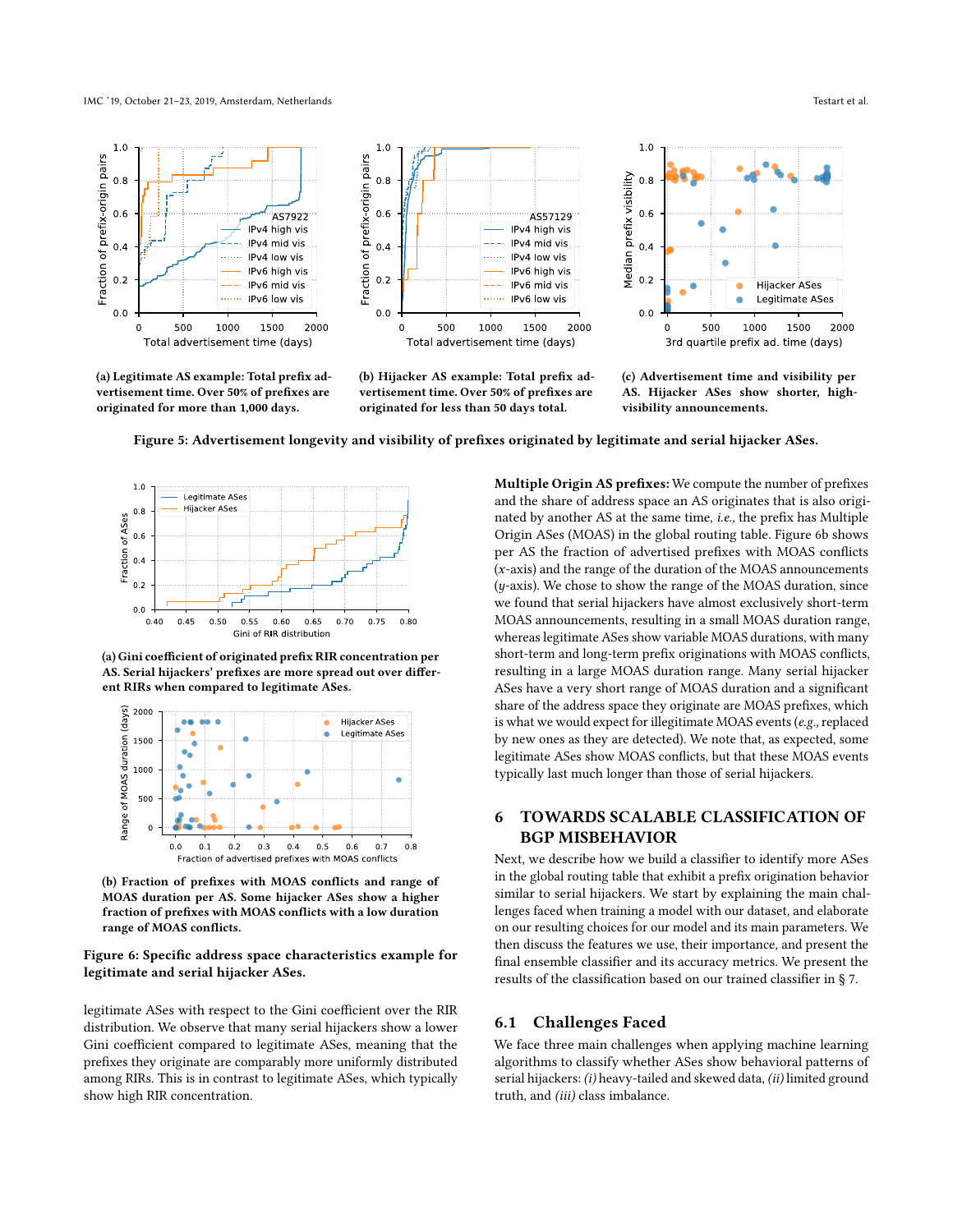(a) Legitimate AS example: Total prefix advertisement time. Over 50% of prefixes are originated for more than 1,000 days.

(b) Hijacker AS example: Total prefix advertisement time. Over 50% of prefixes are originated for less than 50 days total.

(c) Advertisement time and visibility per AS. Hijacker ASes show shorter, high-visibility announcements.

**Figure 5: Advertisement longevity and visibility of prefixes originated by legitimate and serial hijacker ASes.**

(a) Gini coefficient of originated prefix RIR concentration per AS. Serial hijackers' prefixes are more spread out over different RIRs when compared to legitimate ASes.

(b) Fraction of prefixes with MOAS conflicts and range of MOAS duration per AS. Some hijacker ASes show a higher fraction of prefixes with MOAS conflicts with a low duration range of MOAS conflicts.

**Figure 6: Specific address space characteristics example for legitimate and serial hijacker ASes.**

legitimate ASes with respect to the Gini coefficient over the RIR distribution. We observe that many serial hijackers show a lower Gini coefficient compared to legitimate ASes, meaning that the prefixes they originate are comparably more uniformly distributed among RIRs. This is in contrast to legitimate ASes, which typically show high RIR concentration.

**Multiple Origin AS prefixes:** We compute the number of prefixes and the share of address space an AS originates that is also originated by another AS at the same time, *i.e.,* the prefix has Multiple Origin ASes (MOAS) in the global routing table. Figure 6b shows per AS the fraction of advertised prefixes with MOAS conflicts ($x$-axis) and the range of the duration of the MOAS announcements ($y$-axis). We chose to show the range of the MOAS duration, since we found that serial hijackers have almost exclusively short-term MOAS announcements, resulting in a small MOAS duration range, whereas legitimate ASes show variable MOAS durations, with many short-term and long-term prefix originations with MOAS conflicts, resulting in a large MOAS duration range. Many serial hijacker ASes have a very short range of MOAS duration and a significant share of the address space they originate are MOAS prefixes, which is what we would expect for illegitimate MOAS events (*e.g.,* replaced by new ones as they are detected). We note that, as expected, some legitimate ASes show MOAS conflicts, but that these MOAS events typically last much longer than those of serial hijackers.

## 6 TOWARDS SCALABLE CLASSIFICATION OF BGP MISBEHAVIOR

Next, we describe how we build a classifier to identify more ASes in the global routing table that exhibit a prefix origination behavior similar to serial hijackers. We start by explaining the main challenges faced when training a model with our dataset, and elaborate on our resulting choices for our model and its main parameters. We then discuss the features we use, their importance, and present the final ensemble classifier and its accuracy metrics. We present the results of the classification based on our trained classifier in § 7.

### 6.1 Challenges Faced

We face three main challenges when applying machine learning algorithms to classify whether ASes show behavioral patterns of serial hijackers: *(i)* heavy-tailed and skewed data, *(ii)* limited ground truth, and *(iii)* class imbalance.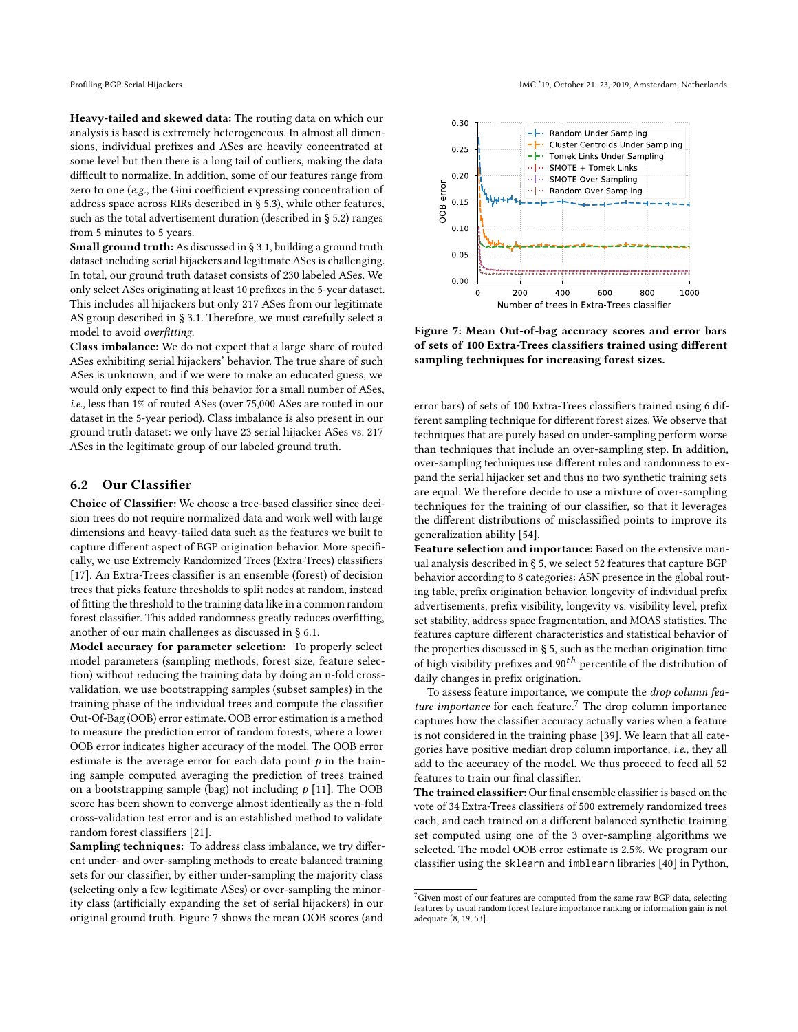**Heavy-tailed and skewed data:** The routing data on which our analysis is based is extremely heterogeneous. In almost all dimensions, individual prefixes and ASes are heavily concentrated at some level but then there is a long tail of outliers, making the data difficult to normalize. In addition, some of our features range from zero to one (*e.g.,* the Gini coefficient expressing concentration of address space across RIRs described in § 5.3), while other features, such as the total advertisement duration (described in § 5.2) ranges from 5 minutes to 5 years.

**Small ground truth:** As discussed in § 3.1, building a ground truth dataset including serial hijackers and legitimate ASes is challenging. In total, our ground truth dataset consists of 230 labeled ASes. We only select ASes originating at least 10 prefixes in the 5-year dataset. This includes all hijackers but only 217 ASes from our legitimate AS group described in § 3.1. Therefore, we must carefully select a model to avoid *overfitting*.

**Class imbalance:** We do not expect that a large share of routed ASes exhibiting serial hijackers' behavior. The true share of such ASes is unknown, and if we were to make an educated guess, we would only expect to find this behavior for a small number of ASes, *i.e.,* less than 1% of routed ASes (over 75,000 ASes are routed in our dataset in the 5-year period). Class imbalance is also present in our ground truth dataset: we only have 23 serial hijacker ASes vs. 217 ASes in the legitimate group of our labeled ground truth.

## 6.2 Our Classifier

**Choice of Classifier:** We choose a tree-based classifier since decision trees do not require normalized data and work well with large dimensions and heavy-tailed data such as the features we built to capture different aspect of BGP origination behavior. More specifically, we use Extremely Randomized Trees (Extra-Trees) classifiers [17]. An Extra-Trees classifier is an ensemble (forest) of decision trees that picks feature thresholds to split nodes at random, instead of fitting the threshold to the training data like in a common random forest classifier. This added randomness greatly reduces overfitting, another of our main challenges as discussed in § 6.1.

**Model accuracy for parameter selection:** To properly select model parameters (sampling methods, forest size, feature selection) without reducing the training data by doing an n-fold cross-validation, we use bootstrapping samples (subset samples) in the training phase of the individual trees and compute the classifier Out-Of-Bag (OOB) error estimate. OOB error estimation is a method to measure the prediction error of random forests, where a lower OOB error indicates higher accuracy of the model. The OOB error estimate is the average error for each data point $p$ in the training sample computed averaging the prediction of trees trained on a bootstrapping sample (bag) not including $p$ [11]. The OOB score has been shown to converge almost identically as the n-fold cross-validation test error and is an established method to validate random forest classifiers [21].

**Sampling techniques:** To address class imbalance, we try different under- and over-sampling methods to create balanced training sets for our classifier, by either under-sampling the majority class (selecting only a few legitimate ASes) or over-sampling the minority class (artificially expanding the set of serial hijackers) in our original ground truth. Figure 7 shows the mean OOB scores (and error bars) of sets of 100 Extra-Trees classifiers trained using 6 different sampling technique for different forest sizes. We observe that techniques that are purely based on under-sampling perform worse than techniques that include an over-sampling step. In addition, over-sampling techniques use different rules and randomness to expand the serial hijacker set and thus no two synthetic training sets are equal. We therefore decide to use a mixture of over-sampling techniques for the training of our classifier, so that it leverages the different distributions of misclassified points to improve its generalization ability [54].

**Figure 7: Mean Out-of-bag accuracy scores and error bars of sets of 100 Extra-Trees classifiers trained using different sampling techniques for increasing forest sizes.**

**Feature selection and importance:** Based on the extensive manual analysis described in § 5, we select 52 features that capture BGP behavior according to 8 categories: ASN presence in the global routing table, prefix origination behavior, longevity of individual prefix advertisements, prefix visibility, longevity vs. visibility level, prefix set stability, address space fragmentation, and MOAS statistics. The features capture different characteristics and statistical behavior of the properties discussed in § 5, such as the median origination time of high visibility prefixes and $90^{th}$ percentile of the distribution of daily changes in prefix origination.

To assess feature importance, we compute the *drop column feature importance* for each feature.[7] The drop column importance captures how the classifier accuracy actually varies when a feature is not considered in the training phase [39]. We learn that all categories have positive median drop column importance, *i.e.,* they all add to the accuracy of the model. We thus proceed to feed all 52 features to train our final classifier.

**The trained classifier:** Our final ensemble classifier is based on the vote of 34 Extra-Trees classifiers of 500 extremely randomized trees each, and each trained on a different balanced synthetic training set computed using one of the 3 over-sampling algorithms we selected. The model OOB error estimate is 2.5%. We program our classifier using the `sklearn` and `imblearn` libraries [40] in Python,

[7] Given most of our features are computed from the same raw BGP data, selecting features by usual random forest feature importance ranking or information gain is not adequate [8, 19, 53].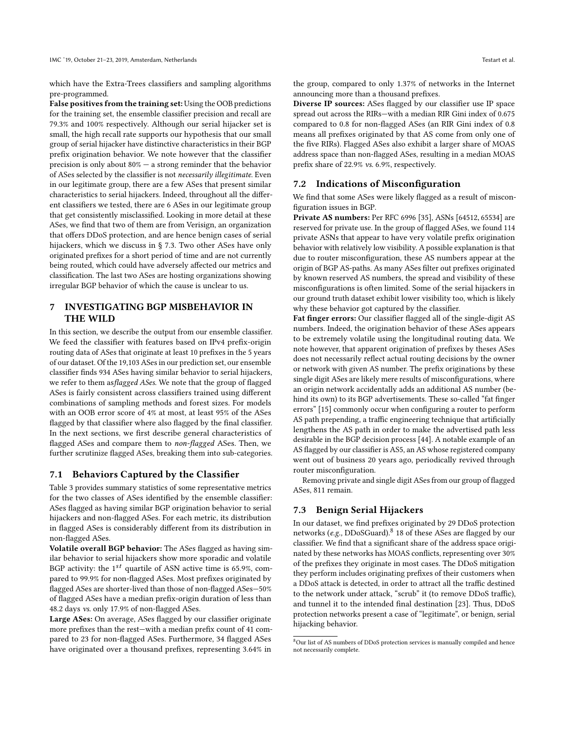which have the Extra-Trees classifiers and sampling algorithms pre-programmed.

**False positives from the training set:** Using the OOB predictions for the training set, the ensemble classifier precision and recall are 79.3% and 100% respectively. Although our serial hijacker set is small, the high recall rate supports our hypothesis that our small group of serial hijacker have distinctive characteristics in their BGP prefix origination behavior. We note however that the classifier precision is only about 80% — a strong reminder that the behavior of ASes selected by the classifier is not *necessarily illegitimate*. Even in our legitimate group, there are a few ASes that present similar characteristics to serial hijackers. Indeed, throughout all the different classifiers we tested, there are 6 ASes in our legitimate group that get consistently misclassified. Looking in more detail at these ASes, we find that two of them are from Verisign, an organization that offers DDoS protection, and are hence benign cases of serial hijackers, which we discuss in § 7.3. Two other ASes have only originated prefixes for a short period of time and are not currently being routed, which could have adversely affected our metrics and classification. The last two ASes are hosting organizations showing irregular BGP behavior of which the cause is unclear to us.

## 7 INVESTIGATING BGP MISBEHAVIOR IN THE WILD

In this section, we describe the output from our ensemble classifier. We feed the classifier with features based on IPv4 prefix-origin routing data of ASes that originate at least 10 prefixes in the 5 years of our dataset. Of the 19,103 ASes in our prediction set, our ensemble classifier finds 934 ASes having similar behavior to serial hijackers, we refer to them as*flagged ASes*. We note that the group of flagged ASes is fairly consistent across classifiers trained using different combinations of sampling methods and forest sizes. For models with an OOB error score of 4% at most, at least 95% of the ASes flagged by that classifier where also flagged by the final classifier. In the next sections, we first describe general characteristics of flagged ASes and compare them to *non-flagged* ASes. Then, we further scrutinize flagged ASes, breaking them into sub-categories.

### 7.1 Behaviors Captured by the Classifier

Table 3 provides summary statistics of some representative metrics for the two classes of ASes identified by the ensemble classifier: ASes flagged as having similar BGP origination behavior to serial hijackers and non-flagged ASes. For each metric, its distribution in flagged ASes is considerably different from its distribution in non-flagged ASes.

**Volatile overall BGP behavior:** The ASes flagged as having similar behavior to serial hijackers show more sporadic and volatile BGP activity: the $1^{st}$ quartile of ASN active time is 65.9%, compared to 99.9% for non-flagged ASes. Most prefixes originated by flagged ASes are shorter-lived than those of non-flagged ASes—50% of flagged ASes have a median prefix-origin duration of less than 48.2 days *vs.* only 17.9% of non-flagged ASes.

**Large ASes:** On average, ASes flagged by our classifier originate more prefixes than the rest—with a median prefix count of 41 compared to 23 for non-flagged ASes. Furthermore, 34 flagged ASes have originated over a thousand prefixes, representing 3.64% in the group, compared to only 1.37% of networks in the Internet announcing more than a thousand prefixes.

**Diverse IP sources:** ASes flagged by our classifier use IP space spread out across the RIRs—with a median RIR Gini index of 0.675 compared to 0.8 for non-flagged ASes (an RIR Gini index of 0.8 means all prefixes originated by that AS come from only one of the five RIRs). Flagged ASes also exhibit a larger share of MOAS address space than non-flagged ASes, resulting in a median MOAS prefix share of 22.9% *vs.* 6.9%, respectively.

### 7.2 Indications of Misconfiguration

We find that some ASes were likely flagged as a result of misconfiguration issues in BGP.

**Private AS numbers:** Per RFC 6996 [35], ASNs [64512, 65534] are reserved for private use. In the group of flagged ASes, we found 114 private ASNs that appear to have very volatile prefix origination behavior with relatively low visibility. A possible explanation is that due to router misconfiguration, these AS numbers appear at the origin of BGP AS-paths. As many ASes filter out prefixes originated by known reserved AS numbers, the spread and visibility of these misconfigurations is often limited. Some of the serial hijackers in our ground truth dataset exhibit lower visibility too, which is likely why these behavior got captured by the classifier.

**Fat finger errors:** Our classifier flagged all of the single-digit AS numbers. Indeed, the origination behavior of these ASes appears to be extremely volatile using the longitudinal routing data. We note however, that apparent origination of prefixes by theses ASes does not necessarily reflect actual routing decisions by the owner or network with given AS number. The prefix originations by these single digit ASes are likely mere results of misconfigurations, where an origin network accidentally adds an additional AS number (behind its own) to its BGP advertisements. These so-called "fat finger errors" [15] commonly occur when configuring a router to perform AS path prepending, a traffic engineering technique that artificially lengthens the AS path in order to make the advertised path less desirable in the BGP decision process [44]. A notable example of an AS flagged by our classifier is AS5, an AS whose registered company went out of business 20 years ago, periodically revived through router misconfiguration.

Removing private and single digit ASes from our group of flagged ASes, 811 remain.

### 7.3 Benign Serial Hijackers

In our dataset, we find prefixes originated by 29 DDoS protection networks (*e.g.,* DDoSGuard).[8] 18 of these ASes are flagged by our classifier. We find that a significant share of the address space originated by these networks has MOAS conflicts, representing over 30% of the prefixes they originate in most cases. The DDoS mitigation they perform includes originating prefixes of their customers when a DDoS attack is detected, in order to attract all the traffic destined to the network under attack, "scrub" it (to remove DDoS traffic), and tunnel it to the intended final destination [23]. Thus, DDoS protection networks present a case of "legitimate", or benign, serial hijacking behavior.

[8] Our list of AS numbers of DDoS protection services is manually compiled and hence not necessarily complete.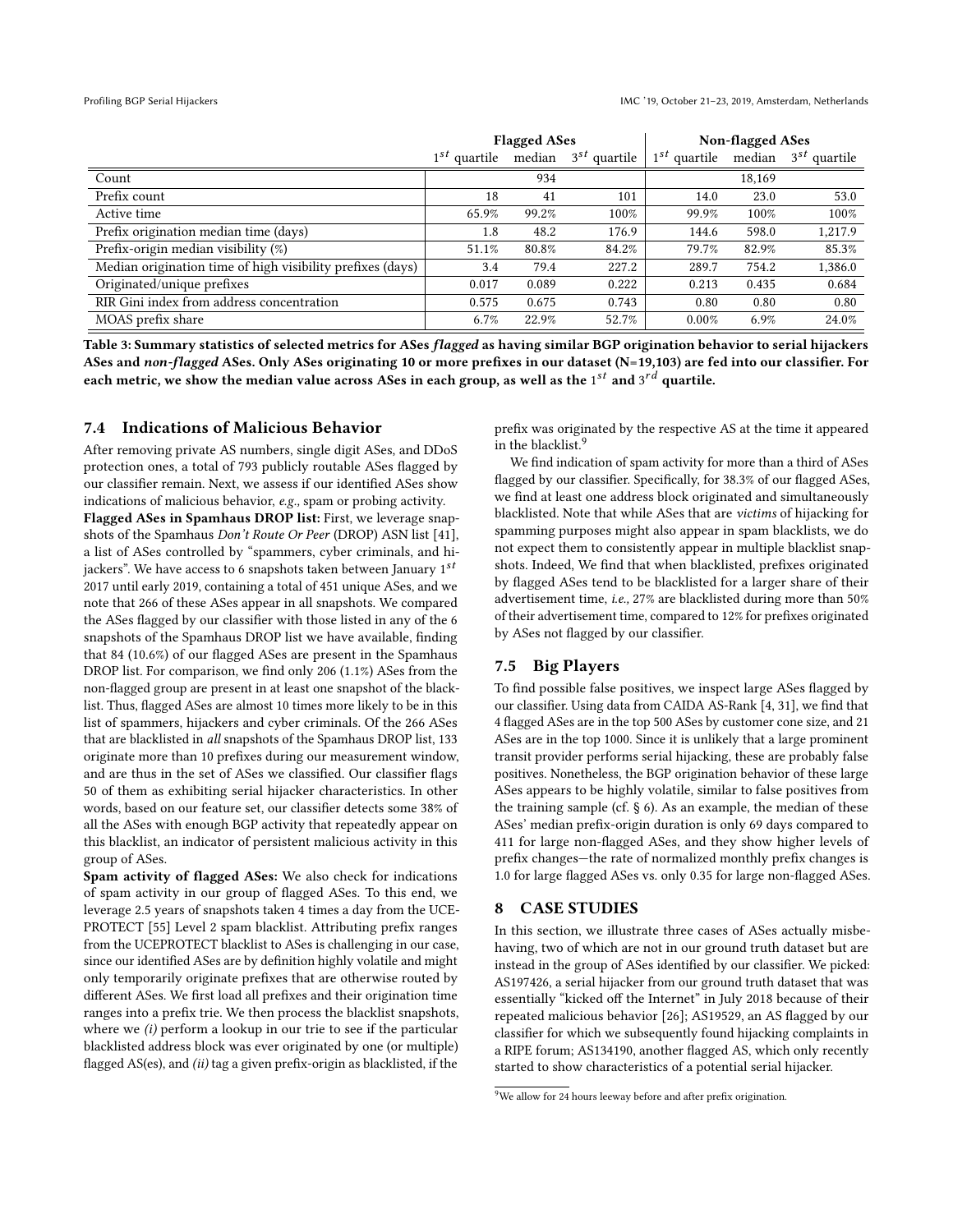| | Flagged ASes | | | Non-flagged ASes | | |
|---|---|---|---|---|---|---|
| | $1^{st}$ quartile | median | $3^{st}$ quartile | $1^{st}$ quartile | median | $3^{st}$ quartile |
| Count | | 934 | | | 18,169 | |
| Prefix count | 18 | 41 | 101 | 14.0 | 23.0 | 53.0 |
| Active time | 65.9% | 99.2% | 100% | 99.9% | 100% | 100% |
| Prefix origination median time (days) | 1.8 | 48.2 | 176.9 | 144.6 | 598.0 | 1,217.9 |
| Prefix-origin median visibility (%) | 51.1% | 80.8% | 84.2% | 79.7% | 82.9% | 85.3% |
| Median origination time of high visibility prefixes (days) | 3.4 | 79.4 | 227.2 | 289.7 | 754.2 | 1,386.0 |
| Originated/unique prefixes | 0.017 | 0.089 | 0.222 | 0.213 | 0.435 | 0.684 |
| RIR Gini index from address concentration | 0.575 | 0.675 | 0.743 | 0.80 | 0.80 | 0.80 |
| MOAS prefix share | 6.7% | 22.9% | 52.7% | 0.00% | 6.9% | 24.0% |

**Table 3: Summary statistics of selected metrics for ASes *flagged* as having similar BGP origination behavior to serial hijackers ASes and *non-flagged* ASes. Only ASes originating 10 or more prefixes in our dataset (N=19,103) are fed into our classifier. For each metric, we show the median value across ASes in each group, as well as the $1^{st}$ and $3^{rd}$ quartile.**

### 7.4 Indications of Malicious Behavior

After removing private AS numbers, single digit ASes, and DDoS protection ones, a total of 793 publicly routable ASes flagged by our classifier remain. Next, we assess if our identified ASes show indications of malicious behavior, *e.g.*, spam or probing activity.

**Flagged ASes in Spamhaus DROP list:** First, we leverage snapshots of the Spamhaus *Don't Route Or Peer* (DROP) ASN list [41], a list of ASes controlled by "spammers, cyber criminals, and hijackers". We have access to 6 snapshots taken between January $1^{st}$ 2017 until early 2019, containing a total of 451 unique ASes, and we note that 266 of these ASes appear in all snapshots. We compared the ASes flagged by our classifier with those listed in any of the 6 snapshots of the Spamhaus DROP list we have available, finding that 84 (10.6%) of our flagged ASes are present in the Spamhaus DROP list. For comparison, we find only 206 (1.1%) ASes from the non-flagged group are present in at least one snapshot of the blacklist. Thus, flagged ASes are almost 10 times more likely to be in this list of spammers, hijackers and cyber criminals. Of the 266 ASes that are blacklisted in *all* snapshots of the Spamhaus DROP list, 133 originate more than 10 prefixes during our measurement window, and are thus in the set of ASes we classified. Our classifier flags 50 of them as exhibiting serial hijacker characteristics. In other words, based on our feature set, our classifier detects some 38% of all the ASes with enough BGP activity that repeatedly appear on this blacklist, an indicator of persistent malicious activity in this group of ASes.

**Spam activity of flagged ASes:** We also check for indications of spam activity in our group of flagged ASes. To this end, we leverage 2.5 years of snapshots taken 4 times a day from the UCE-PROTECT [55] Level 2 spam blacklist. Attributing prefix ranges from the UCEPROTECT blacklist to ASes is challenging in our case, since our identified ASes are by definition highly volatile and might only temporarily originate prefixes that are otherwise routed by different ASes. We first load all prefixes and their origination time ranges into a prefix trie. We then process the blacklist snapshots, where we *(i)* perform a lookup in our trie to see if the particular blacklisted address block was ever originated by one (or multiple) flagged AS(es), and *(ii)* tag a given prefix-origin as blacklisted, if the prefix was originated by the respective AS at the time it appeared in the blacklist.[9]

We find indication of spam activity for more than a third of ASes flagged by our classifier. Specifically, for 38.3% of our flagged ASes, we find at least one address block originated and simultaneously blacklisted. Note that while ASes that are *victims* of hijacking for spamming purposes might also appear in spam blacklists, we do not expect them to consistently appear in multiple blacklist snapshots. Indeed, We find that when blacklisted, prefixes originated by flagged ASes tend to be blacklisted for a larger share of their advertisement time, *i.e.,* 27% are blacklisted during more than 50% of their advertisement time, compared to 12% for prefixes originated by ASes not flagged by our classifier.

### 7.5 Big Players

To find possible false positives, we inspect large ASes flagged by our classifier. Using data from CAIDA AS-Rank [4, 31], we find that 4 flagged ASes are in the top 500 ASes by customer cone size, and 21 ASes are in the top 1000. Since it is unlikely that a large prominent transit provider performs serial hijacking, these are probably false positives. Nonetheless, the BGP origination behavior of these large ASes appears to be highly volatile, similar to false positives from the training sample (cf. § 6). As an example, the median of these ASes' median prefix-origin duration is only 69 days compared to 411 for large non-flagged ASes, and they show higher levels of prefix changes—the rate of normalized monthly prefix changes is 1.0 for large flagged ASes vs. only 0.35 for large non-flagged ASes.

## 8 CASE STUDIES

In this section, we illustrate three cases of ASes actually misbehaving, two of which are not in our ground truth dataset but are instead in the group of ASes identified by our classifier. We picked: AS197426, a serial hijacker from our ground truth dataset that was essentially "kicked off the Internet" in July 2018 because of their repeated malicious behavior [26]; AS19529, an AS flagged by our classifier for which we subsequently found hijacking complaints in a RIPE forum; AS134190, another flagged AS, which only recently started to show characteristics of a potential serial hijacker.

[9] We allow for 24 hours leeway before and after prefix origination.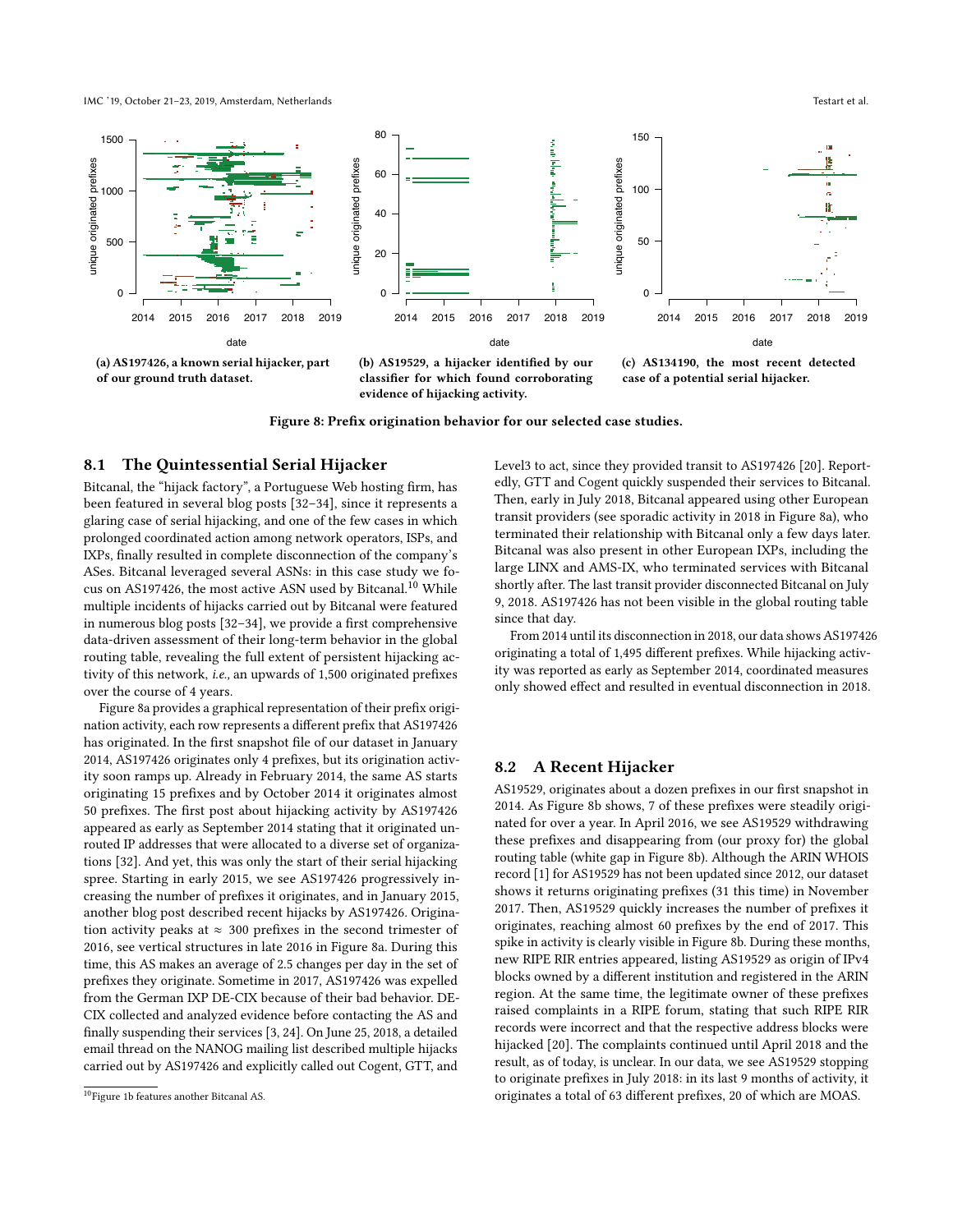(a) AS197426, a known serial hijacker, part of our ground truth dataset.

(b) AS19529, a hijacker identified by our classifier for which found corroborating evidence of hijacking activity.

(c) AS134190, the most recent detected case of a potential serial hijacker.

**Figure 8: Prefix origination behavior for our selected case studies.**

## 8.1 The Quintessential Serial Hijacker

Bitcanal, the "hijack factory", a Portuguese Web hosting firm, has been featured in several blog posts [32–34], since it represents a glaring case of serial hijacking, and one of the few cases in which prolonged coordinated action among network operators, ISPs, and IXPs, finally resulted in complete disconnection of the company's ASes. Bitcanal leveraged several ASNs: in this case study we focus on AS197426, the most active ASN used by Bitcanal.[10] While multiple incidents of hijacks carried out by Bitcanal were featured in numerous blog posts [32–34], we provide a first comprehensive data-driven assessment of their long-term behavior in the global routing table, revealing the full extent of persistent hijacking activity of this network, *i.e.,* an upwards of 1,500 originated prefixes over the course of 4 years.

Figure 8a provides a graphical representation of their prefix origination activity, each row represents a different prefix that AS197426 has originated. In the first snapshot file of our dataset in January 2014, AS197426 originates only 4 prefixes, but its origination activity soon ramps up. Already in February 2014, the same AS starts originating 15 prefixes and by October 2014 it originates almost 50 prefixes. The first post about hijacking activity by AS197426 appeared as early as September 2014 stating that it originated unrouted IP addresses that were allocated to a diverse set of organizations [32]. And yet, this was only the start of their serial hijacking spree. Starting in early 2015, we see AS197426 progressively increasing the number of prefixes it originates, and in January 2015, another blog post described recent hijacks by AS197426. Origination activity peaks at $\approx$ 300 prefixes in the second trimester of 2016, see vertical structures in late 2016 in Figure 8a. During this time, this AS makes an average of 2.5 changes per day in the set of prefixes they originate. Sometime in 2017, AS197426 was expelled from the German IXP DE-CIX because of their bad behavior. DE-CIX collected and analyzed evidence before contacting the AS and finally suspending their services [3, 24]. On June 25, 2018, a detailed email thread on the NANOG mailing list described multiple hijacks carried out by AS197426 and explicitly called out Cogent, GTT, and Level3 to act, since they provided transit to AS197426 [20]. Reportedly, GTT and Cogent quickly suspended their services to Bitcanal. Then, early in July 2018, Bitcanal appeared using other European transit providers (see sporadic activity in 2018 in Figure 8a), who terminated their relationship with Bitcanal only a few days later. Bitcanal was also present in other European IXPs, including the large LINX and AMS-IX, who terminated services with Bitcanal shortly after. The last transit provider disconnected Bitcanal on July 9, 2018. AS197426 has not been visible in the global routing table since that day.

From 2014 until its disconnection in 2018, our data shows AS197426 originating a total of 1,495 different prefixes. While hijacking activity was reported as early as September 2014, coordinated measures only showed effect and resulted in eventual disconnection in 2018.

## 8.2 A Recent Hijacker

AS19529, originates about a dozen prefixes in our first snapshot in 2014. As Figure 8b shows, 7 of these prefixes were steadily originated for over a year. In April 2016, we see AS19529 withdrawing these prefixes and disappearing from (our proxy for) the global routing table (white gap in Figure 8b). Although the ARIN WHOIS record [1] for AS19529 has not been updated since 2012, our dataset shows it returns originating prefixes (31 this time) in November 2017. Then, AS19529 quickly increases the number of prefixes it originates, reaching almost 60 prefixes by the end of 2017. This spike in activity is clearly visible in Figure 8b. During these months, new RIPE RIR entries appeared, listing AS19529 as origin of IPv4 blocks owned by a different institution and registered in the ARIN region. At the same time, the legitimate owner of these prefixes raised complaints in a RIPE forum, stating that such RIPE RIR records were incorrect and that the respective address blocks were hijacked [20]. The complaints continued until April 2018 and the result, as of today, is unclear. In our data, we see AS19529 stopping to originate prefixes in July 2018: in its last 9 months of activity, it originates a total of 63 different prefixes, 20 of which are MOAS.

[10] Figure 1b features another Bitcanal AS.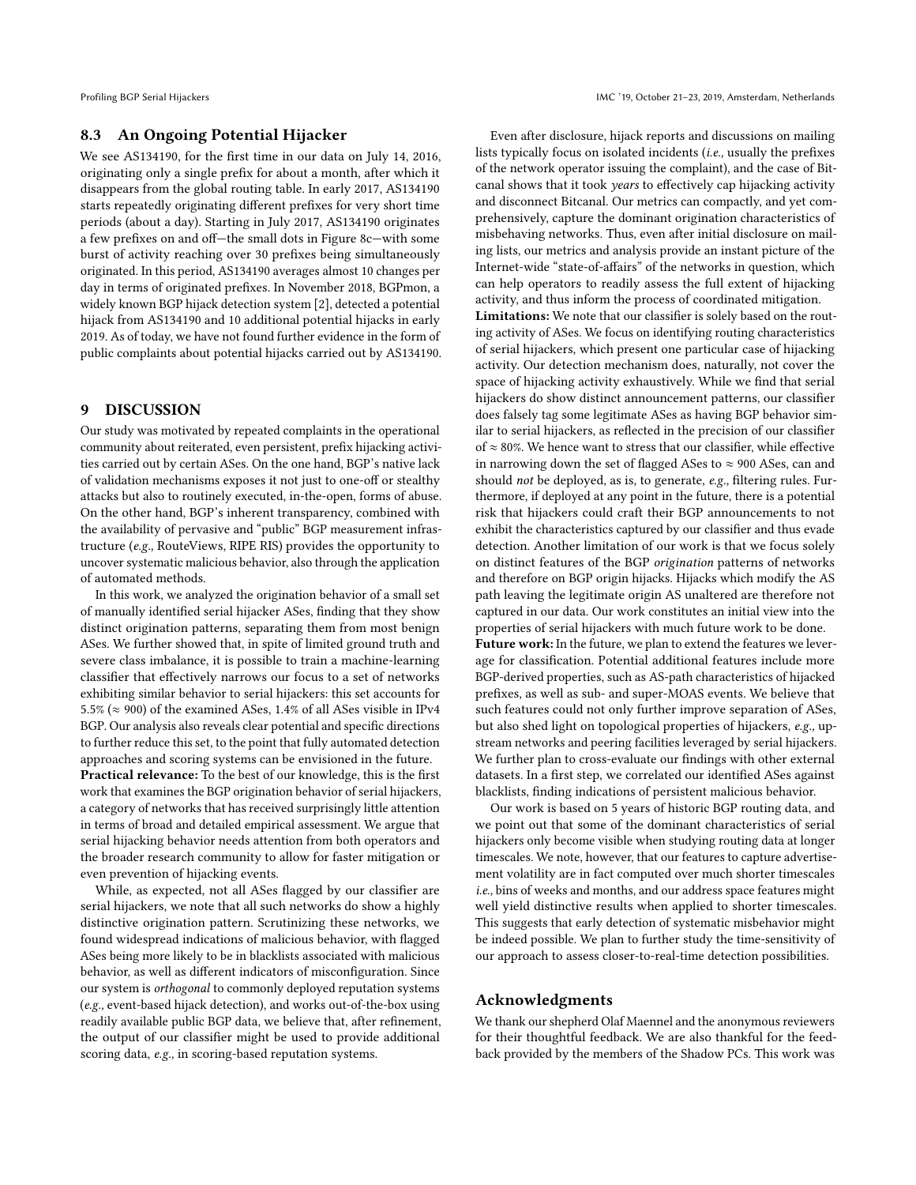### 8.3 An Ongoing Potential Hijacker

We see AS134190, for the first time in our data on July 14, 2016, originating only a single prefix for about a month, after which it disappears from the global routing table. In early 2017, AS134190 starts repeatedly originating different prefixes for very short time periods (about a day). Starting in July 2017, AS134190 originates a few prefixes on and off—the small dots in Figure 8c—with some burst of activity reaching over 30 prefixes being simultaneously originated. In this period, AS134190 averages almost 10 changes per day in terms of originated prefixes. In November 2018, BGPmon, a widely known BGP hijack detection system [2], detected a potential hijack from AS134190 and 10 additional potential hijacks in early 2019. As of today, we have not found further evidence in the form of public complaints about potential hijacks carried out by AS134190.

## 9 DISCUSSION

Our study was motivated by repeated complaints in the operational community about reiterated, even persistent, prefix hijacking activities carried out by certain ASes. On the one hand, BGP's native lack of validation mechanisms exposes it not just to one-off or stealthy attacks but also to routinely executed, in-the-open, forms of abuse. On the other hand, BGP's inherent transparency, combined with the availability of pervasive and "public" BGP measurement infrastructure (*e.g.,* RouteViews, RIPE RIS) provides the opportunity to uncover systematic malicious behavior, also through the application of automated methods.

In this work, we analyzed the origination behavior of a small set of manually identified serial hijacker ASes, finding that they show distinct origination patterns, separating them from most benign ASes. We further showed that, in spite of limited ground truth and severe class imbalance, it is possible to train a machine-learning classifier that effectively narrows our focus to a set of networks exhibiting similar behavior to serial hijackers: this set accounts for 5.5% ($\approx$ 900) of the examined ASes, 1.4% of all ASes visible in IPv4 BGP. Our analysis also reveals clear potential and specific directions to further reduce this set, to the point that fully automated detection approaches and scoring systems can be envisioned in the future.

**Practical relevance:** To the best of our knowledge, this is the first work that examines the BGP origination behavior of serial hijackers, a category of networks that has received surprisingly little attention in terms of broad and detailed empirical assessment. We argue that serial hijacking behavior needs attention from both operators and the broader research community to allow for faster mitigation or even prevention of hijacking events.

While, as expected, not all ASes flagged by our classifier are serial hijackers, we note that all such networks do show a highly distinctive origination pattern. Scrutinizing these networks, we found widespread indications of malicious behavior, with flagged ASes being more likely to be in blacklists associated with malicious behavior, as well as different indicators of misconfiguration. Since our system is *orthogonal* to commonly deployed reputation systems (*e.g.,* event-based hijack detection), and works out-of-the-box using readily available public BGP data, we believe that, after refinement, the output of our classifier might be used to provide additional scoring data, *e.g.,* in scoring-based reputation systems.

Even after disclosure, hijack reports and discussions on mailing lists typically focus on isolated incidents (*i.e.,* usually the prefixes of the network operator issuing the complaint), and the case of Bitcanal shows that it took *years* to effectively cap hijacking activity and disconnect Bitcanal. Our metrics can compactly, and yet comprehensively, capture the dominant origination characteristics of misbehaving networks. Thus, even after initial disclosure on mailing lists, our metrics and analysis provide an instant picture of the Internet-wide "state-of-affairs" of the networks in question, which can help operators to readily assess the full extent of hijacking activity, and thus inform the process of coordinated mitigation.

**Limitations:** We note that our classifier is solely based on the routing activity of ASes. We focus on identifying routing characteristics of serial hijackers, which present one particular case of hijacking activity. Our detection mechanism does, naturally, not cover the space of hijacking activity exhaustively. While we find that serial hijackers do show distinct announcement patterns, our classifier does falsely tag some legitimate ASes as having BGP behavior similar to serial hijackers, as reflected in the precision of our classifier of $\approx$ 80%. We hence want to stress that our classifier, while effective in narrowing down the set of flagged ASes to $\approx$ 900 ASes, can and should *not* be deployed, as is, to generate, *e.g.,* filtering rules. Furthermore, if deployed at any point in the future, there is a potential risk that hijackers could craft their BGP announcements to not exhibit the characteristics captured by our classifier and thus evade detection. Another limitation of our work is that we focus solely on distinct features of the BGP *origination* patterns of networks and therefore on BGP origin hijacks. Hijacks which modify the AS path leaving the legitimate origin AS unaltered are therefore not captured in our data. Our work constitutes an initial view into the properties of serial hijackers with much future work to be done.

**Future work:** In the future, we plan to extend the features we leverage for classification. Potential additional features include more BGP-derived properties, such as AS-path characteristics of hijacked prefixes, as well as sub- and super-MOAS events. We believe that such features could not only further improve separation of ASes, but also shed light on topological properties of hijackers, *e.g.,* upstream networks and peering facilities leveraged by serial hijackers. We further plan to cross-evaluate our findings with other external datasets. In a first step, we correlated our identified ASes against blacklists, finding indications of persistent malicious behavior.

Our work is based on 5 years of historic BGP routing data, and we point out that some of the dominant characteristics of serial hijackers only become visible when studying routing data at longer timescales. We note, however, that our features to capture advertisement volatility are in fact computed over much shorter timescales *i.e.,* bins of weeks and months, and our address space features might well yield distinctive results when applied to shorter timescales. This suggests that early detection of systematic misbehavior might be indeed possible. We plan to further study the time-sensitivity of our approach to assess closer-to-real-time detection possibilities.

## Acknowledgments

We thank our shepherd Olaf Maennel and the anonymous reviewers for their thoughtful feedback. We are also thankful for the feedback provided by the members of the Shadow PCs. This work was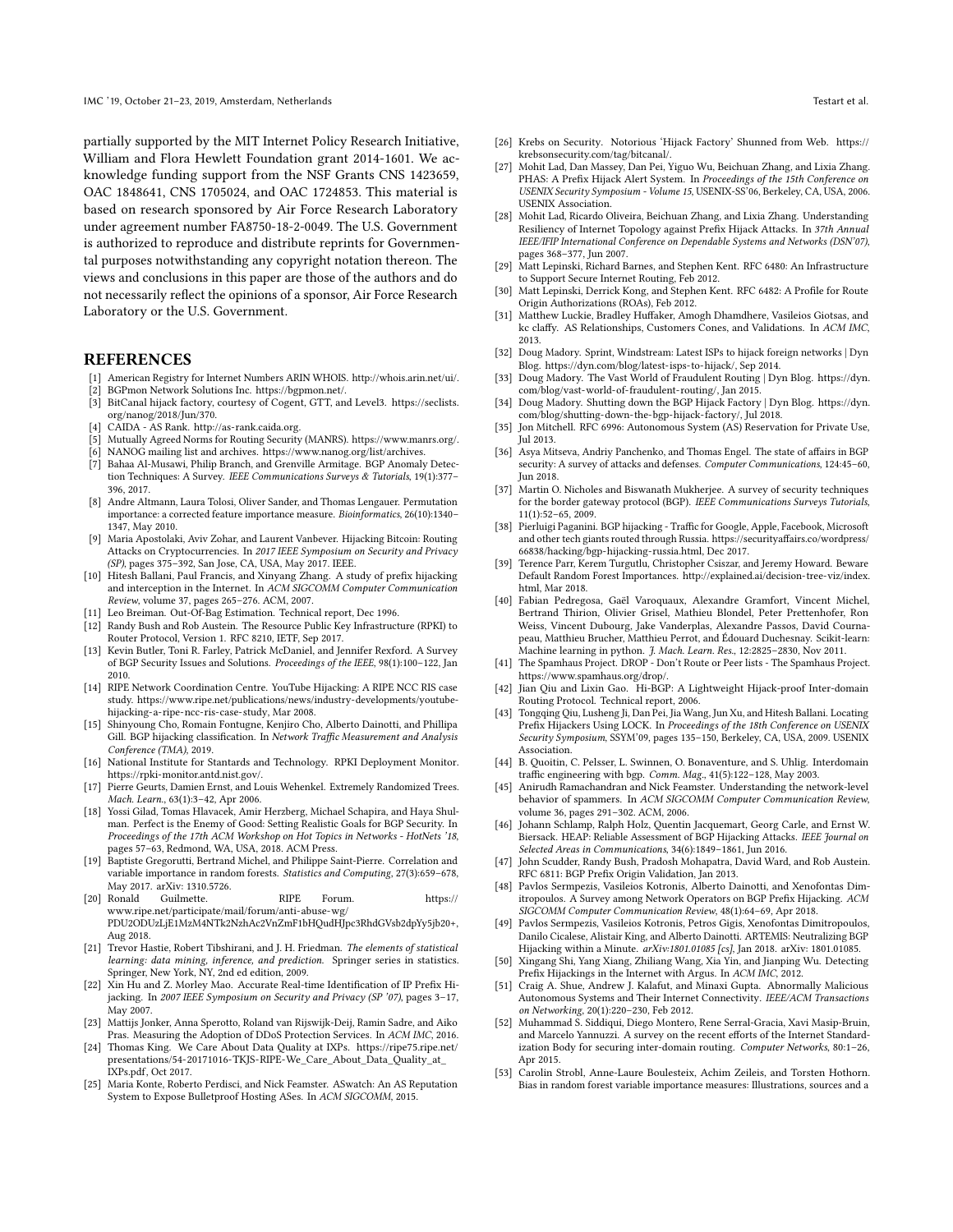partially supported by the MIT Internet Policy Research Initiative, William and Flora Hewlett Foundation grant 2014-1601. We acknowledge funding support from the NSF Grants CNS 1423659, OAC 1848641, CNS 1705024, and OAC 1724853. This material is based on research sponsored by Air Force Research Laboratory under agreement number FA8750-18-2-0049. The U.S. Government is authorized to reproduce and distribute reprints for Governmental purposes notwithstanding any copyright notation thereon. The views and conclusions in this paper are those of the authors and do not necessarily reflect the opinions of a sponsor, Air Force Research Laboratory or the U.S. Government.

## REFERENCES

[1] American Registry for Internet Numbers ARIN WHOIS. http://whois.arin.net/ui/.
[2] BGPmon Network Solutions Inc. https://bgpmon.net/.
[3] BitCanal hijack factory, courtesy of Cogent, GTT, and Level3. https://seclists.org/nanog/2018/Jun/370.
[4] CAIDA - AS Rank. http://as-rank.caida.org.
[5] Mutually Agreed Norms for Routing Security (MANRS). https://www.manrs.org/.
[6] NANOG mailing list and archives. https://www.nanog.org/list/archives.
[7] Bahaa Al-Musawi, Philip Branch, and Grenville Armitage. BGP Anomaly Detection Techniques: A Survey. *IEEE Communications Surveys & Tutorials*, 19(1):377–396, 2017.
[8] Andre Altmann, Laura Tolosi, Oliver Sander, and Thomas Lengauer. Permutation importance: a corrected feature importance measure. *Bioinformatics*, 26(10):1340–1347, May 2010.
[9] Maria Apostolaki, Aviv Zohar, and Laurent Vanbever. Hijacking Bitcoin: Routing Attacks on Cryptocurrencies. In *2017 IEEE Symposium on Security and Privacy (SP)*, pages 375–392, San Jose, CA, USA, May 2017. IEEE.
[10] Hitesh Ballani, Paul Francis, and Xinyang Zhang. A study of prefix hijacking and interception in the Internet. In *ACM SIGCOMM Computer Communication Review*, volume 37, pages 265–276. ACM, 2007.
[11] Leo Breiman. Out-Of-Bag Estimation. Technical report, Dec 1996.
[12] Randy Bush and Rob Austein. The Resource Public Key Infrastructure (RPKI) to Router Protocol, Version 1. RFC 8210, IETF, Sep 2017.
[13] Kevin Butler, Toni R. Farley, Patrick McDaniel, and Jennifer Rexford. A Survey of BGP Security Issues and Solutions. *Proceedings of the IEEE*, 98(1):100–122, Jan 2010.
[14] RIPE Network Coordination Centre. YouTube Hijacking: A RIPE NCC RIS case study. https://www.ripe.net/publications/news/industry-developments/youtube-hijacking-a-ripe-ncc-ris-case-study, Mar 2008.
[15] Shinyoung Cho, Romain Fontugne, Kenjiro Cho, Alberto Dainotti, and Phillipa Gill. BGP hijacking classification. In *Network Traffic Measurement and Analysis Conference (TMA)*, 2019.
[16] National Institute for Stantards and Technology. RPKI Deployment Monitor. https://rpki-monitor.antd.nist.gov/.
[17] Pierre Geurts, Damien Ernst, and Louis Wehenkel. Extremely Randomized Trees. *Mach. Learn.*, 63(1):3–42, Apr 2006.
[18] Yossi Gilad, Tomas Hlavacek, Amir Herzberg, Michael Schapira, and Haya Shulman. Perfect is the Enemy of Good: Setting Realistic Goals for BGP Security. In *Proceedings of the 17th ACM Workshop on Hot Topics in Networks - HotNets '18*, pages 57–63, Redmond, WA, USA, 2018. ACM Press.
[19] Baptiste Gregorutti, Bertrand Michel, and Philippe Saint-Pierre. Correlation and variable importance in random forests. *Statistics and Computing*, 27(3):659–678, May 2017. arXiv: 1310.5726.
[20] Ronald Guilmette. RIPE Forum. https://www.ripe.net/participate/mail/forum/anti-abuse-wg/PDU2ODUzLjE1MzM4NTk2NzhAc2VnZmF1bHQudHJpc3RhdGVsb2dpYy5jb20+, Aug 2018.
[21] Trevor Hastie, Robert Tibshirani, and J. H. Friedman. *The elements of statistical learning: data mining, inference, and prediction*. Springer series in statistics. Springer, New York, NY, 2nd ed edition, 2009.
[22] Xin Hu and Z. Morley Mao. Accurate Real-time Identification of IP Prefix Hijacking. In *2007 IEEE Symposium on Security and Privacy (SP '07)*, pages 3–17, May 2007.
[23] Mattijs Jonker, Anna Sperotto, Roland van Rijswijk-Deij, Ramin Sadre, and Aiko Pras. Measuring the Adoption of DDoS Protection Services. In *ACM IMC*, 2016.
[24] Thomas King. We Care About Data Quality at IXPs. https://ripe75.ripe.net/presentations/54-20171016-TKJS-RIPE-We_Care_About_Data_Quality_at_IXPs.pdf, Oct 2017.
[25] Maria Konte, Roberto Perdisci, and Nick Feamster. ASwatch: An AS Reputation System to Expose Bulletproof Hosting ASes. In *ACM SIGCOMM*, 2015.
[26] Krebs on Security. Notorious 'Hijack Factory' Shunned from Web. https://krebsonsecurity.com/tag/bitcanal/.
[27] Mohit Lad, Dan Massey, Dan Pei, Yiguo Wu, Beichuan Zhang, and Lixia Zhang. PHAS: A Prefix Hijack Alert System. In *Proceedings of the 15th Conference on USENIX Security Symposium - Volume 15*, USENIX-SS'06, Berkeley, CA, USA, 2006. USENIX Association.
[28] Mohit Lad, Ricardo Oliveira, Beichuan Zhang, and Lixia Zhang. Understanding Resiliency of Internet Topology against Prefix Hijack Attacks. In *37th Annual IEEE/IFIP International Conference on Dependable Systems and Networks (DSN'07)*, pages 368–377, Jun 2007.
[29] Matt Lepinski, Richard Barnes, and Stephen Kent. RFC 6480: An Infrastructure to Support Secure Internet Routing, Feb 2012.
[30] Matt Lepinski, Derrick Kong, and Stephen Kent. RFC 6482: A Profile for Route Origin Authorizations (ROAs), Feb 2012.
[31] Matthew Luckie, Bradley Huffaker, Amogh Dhamdhere, Vasileios Giotsas, and kc claffy. AS Relationships, Customers Cones, and Validations. In *ACM IMC*, 2013.
[32] Doug Madory. Sprint, Windstream: Latest ISPs to hijack foreign networks | Dyn Blog. https://dyn.com/blog/latest-isps-to-hijack/, Sep 2014.
[33] Doug Madory. The Vast World of Fraudulent Routing | Dyn Blog. https://dyn.com/blog/vast-world-of-fraudulent-routing/, Jan 2015.
[34] Doug Madory. Shutting down the BGP Hijack Factory | Dyn Blog. https://dyn.com/blog/shutting-down-the-bgp-hijack-factory/, Jul 2018.
[35] Jon Mitchell. RFC 6996: Autonomous System (AS) Reservation for Private Use, Jul 2013.
[36] Asya Mitseva, Andriy Panchenko, and Thomas Engel. The state of affairs in BGP security: A survey of attacks and defenses. *Computer Communications*, 124:45–60, Jun 2018.
[37] Martin O. Nicholes and Biswanath Mukherjee. A survey of security techniques for the border gateway protocol (BGP). *IEEE Communications Surveys Tutorials*, 11(1):52–65, 2009.
[38] Pierluigi Paganini. BGP hijacking - Traffic for Google, Apple, Facebook, Microsoft and other tech giants routed through Russia. https://securityaffairs.co/wordpress/66838/hacking/bgp-hijacking-russia.html, Dec 2017.
[39] Terence Parr, Kerem Turgutlu, Christopher Csiszar, and Jeremy Howard. Beware Default Random Forest Importances. http://explained.ai/decision-tree-viz/index.html, Mar 2018.
[40] Fabian Pedregosa, Gaël Varoquaux, Alexandre Gramfort, Vincent Michel, Bertrand Thirion, Olivier Grisel, Mathieu Blondel, Peter Prettenhofer, Ron Weiss, Vincent Dubourg, Jake Vanderplas, Alexandre Passos, David Cournapeau, Matthieu Brucher, Matthieu Perrot, and Édouard Duchesnay. Scikit-learn: Machine learning in python. *J. Mach. Learn. Res.*, 12:2825–2830, Nov 2011.
[41] The Spamhaus Project. DROP - Don't Route or Peer lists - The Spamhaus Project. https://www.spamhaus.org/drop/.
[42] Jian Qiu and Lixin Gao. Hi-BGP: A Lightweight Hijack-proof Inter-domain Routing Protocol. Technical report, 2006.
[43] Tongqing Qiu, Lusheng Ji, Dan Pei, Jia Wang, Jun Xu, and Hitesh Ballani. Locating Prefix Hijackers Using LOCK. In *Proceedings of the 18th Conference on USENIX Security Symposium*, SSYM'09, pages 135–150, Berkeley, CA, USA, 2009. USENIX Association.
[44] B. Quoitin, C. Pelsser, L. Swinnen, O. Bonaventure, and S. Uhlig. Interdomain traffic engineering with bgp. *Comm. Mag.*, 41(5):122–128, May 2003.
[45] Anirudh Ramachandran and Nick Feamster. Understanding the network-level behavior of spammers. In *ACM SIGCOMM Computer Communication Review*, volume 36, pages 291–302. ACM, 2006.
[46] Johann Schlamp, Ralph Holz, Quentin Jacquemart, Georg Carle, and Ernst W. Biersack. HEAP: Reliable Assessment of BGP Hijacking Attacks. *IEEE Journal on Selected Areas in Communications*, 34(6):1849–1861, Jun 2016.
[47] John Scudder, Randy Bush, Pradosh Mohapatra, David Ward, and Rob Austein. RFC 6811: BGP Prefix Origin Validation, Jan 2013.
[48] Pavlos Sermpezis, Vasileios Kotronis, Alberto Dainotti, and Xenofontas Dimitropoulos. A Survey among Network Operators on BGP Prefix Hijacking. *ACM SIGCOMM Computer Communication Review*, 48(1):64–69, Apr 2018.
[49] Pavlos Sermpezis, Vasileios Kotronis, Petros Gigis, Xenofontas Dimitropoulos, Danilo Cicalese, Alistair King, and Alberto Dainotti. ARTEMIS: Neutralizing BGP Hijacking within a Minute. *arXiv:1801.01085 [cs]*, Jan 2018. arXiv: 1801.01085.
[50] Xingang Shi, Yang Xiang, Zhiliang Wang, Xia Yin, and Jianping Wu. Detecting Prefix Hijackings in the Internet with Argus. In *ACM IMC*, 2012.
[51] Craig A. Shue, Andrew J. Kalafut, and Minaxi Gupta. Abnormally Malicious Autonomous Systems and Their Internet Connectivity. *IEEE/ACM Transactions on Networking*, 20(1):220–230, Feb 2012.
[52] Muhammad S. Siddiqui, Diego Montero, Rene Serral-Gracia, Xavi Masip-Bruin, and Marcelo Yannuzzi. A survey on the recent efforts of the Internet Standardization Body for securing inter-domain routing. *Computer Networks*, 80:1–26, Apr 2015.
[53] Carolin Strobl, Anne-Laure Boulesteix, Achim Zeileis, and Torsten Hothorn. Bias in random forest variable importance measures: Illustrations, sources and a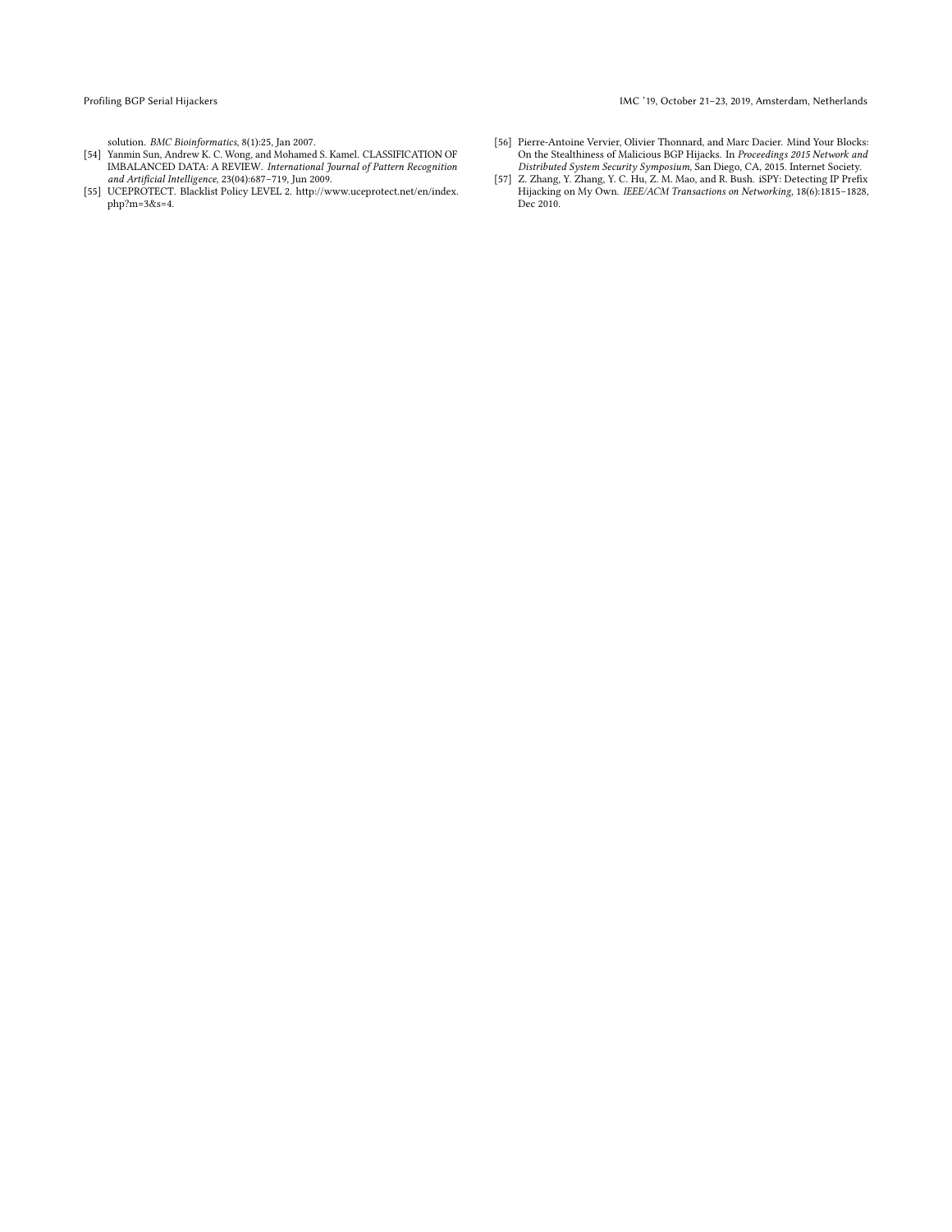solution. *BMC Bioinformatics*, 8(1):25, Jan 2007.

[54] Yanmin Sun, Andrew K. C. Wong, and Mohamed S. Kamel. CLASSIFICATION OF IMBALANCED DATA: A REVIEW. *International Journal of Pattern Recognition and Artificial Intelligence*, 23(04):687–719, Jun 2009.

[55] UCEPROTECT. Blacklist Policy LEVEL 2. http://www.uceprotect.net/en/index.php?m=3&s=4.

[56] Pierre-Antoine Vervier, Olivier Thonnard, and Marc Dacier. Mind Your Blocks: On the Stealthiness of Malicious BGP Hijacks. In *Proceedings 2015 Network and Distributed System Security Symposium*, San Diego, CA, 2015. Internet Society.

[57] Z. Zhang, Y. Zhang, Y. C. Hu, Z. M. Mao, and R. Bush. iSPY: Detecting IP Prefix Hijacking on My Own. *IEEE/ACM Transactions on Networking*, 18(6):1815–1828, Dec 2010.